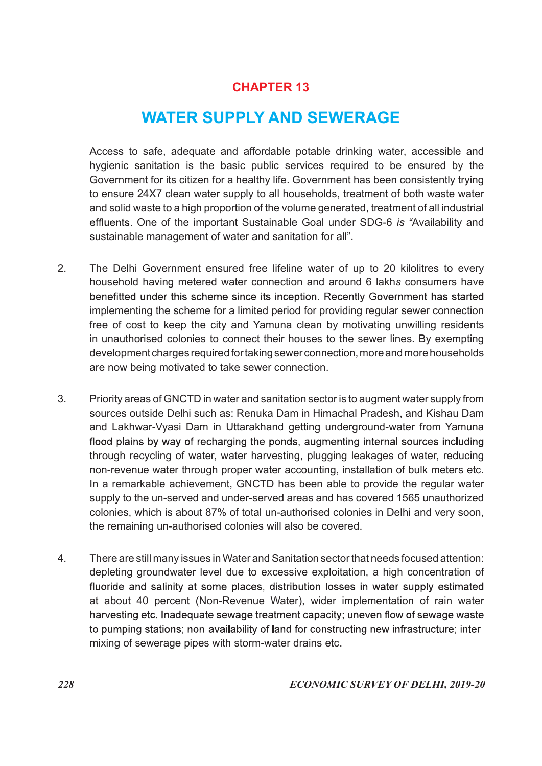# CHAPTER 13

# WATER SUPPLY AND SEWERAGE

Access to safe, adequate and affordable potable drinking water, accessible and hygienic sanitation is the basic public services required to be ensured by the Government for its citizen for a healthy life. Government has been consistently trying to ensure 24X7 clean water supply to all households, treatment of both waste water and solid waste to a high proportion of the volume generated, treatment of all industrial effluents. One of the important Sustainable Goal under SDG-6 *is* "Availability and sustainable management of water and sanitation for all".

2. The Delhi Government ensured free lifeline water of up to 20 kilolitres to every household having metered water connection and around 6 lakh*s* consumers have benefitted under this scheme since its inception. Recently Government has started implementing the scheme for a limited period for providing regular sewer connection free of cost to keep the city and Yamuna clean by motivating unwilling residents in unauthorised colonies to connect their houses to the sewer lines. By exempting development charges required for taking sewer connection, more and more households are now being motivated to take sewer connection.

3. Priority areas of GNCTD in water and sanitation sector is to augment water supply from sources outside Delhi such as: Renuka Dam in Himachal Pradesh, and Kishau Dam and Lakhwar-Vyasi Dam in Uttarakhand getting underground-water from Yamuna flood plains by way of recharging the ponds, augmenting internal sources including through recycling of water, water harvesting, plugging leakages of water, reducing non-revenue water through proper water accounting, installation of bulk meters etc. In a remarkable achievement, GNCTD has been able to provide the regular water supply to the un-served and under-served areas and has covered 1565 unauthorized colonies, which is about 87% of total un-authorised colonies in Delhi and very soon, the remaining un-authorised colonies will also be covered.

4. There are still many issues in Water and Sanitation sector that needs focused attention: depleting groundwater level due to excessive exploitation, a high concentration of fluoride and salinity at some places, distribution losses in water supply estimated at about 40 percent (Non-Revenue Water), wider implementation of rain water harvesting etc. Inadequate sewage treatment capacity; uneven flow of sewage waste to pumping stations; non-availability of land for constructing new infrastructure; inter-mixing of sewerage pipes with storm-water drains etc.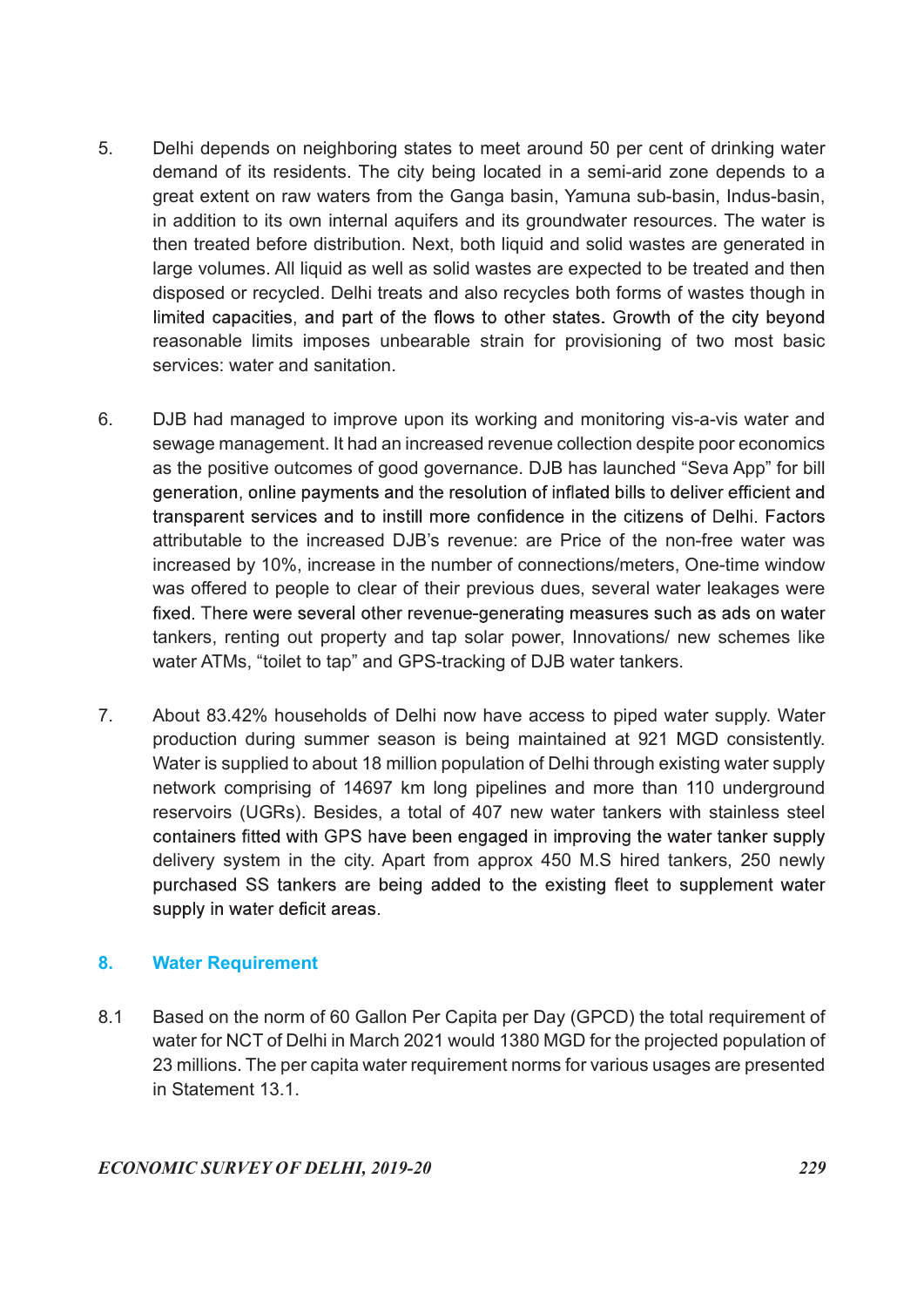5. Delhi depends on neighboring states to meet around 50 per cent of drinking water demand of its residents. The city being located in a semi-arid zone depends to a great extent on raw waters from the Ganga basin, Yamuna sub-basin, Indus-basin, in addition to its own internal aquifers and its groundwater resources. The water is then treated before distribution. Next, both liquid and solid wastes are generated in large volumes. All liquid as well as solid wastes are expected to be treated and then disposed or recycled. Delhi treats and also recycles both forms of wastes though in limited capacities, and part of the flows to other states. Growth of the city beyond reasonable limits imposes unbearable strain for provisioning of two most basic services: water and sanitation.

6. DJB had managed to improve upon its working and monitoring vis-a-vis water and sewage management. It had an increased revenue collection despite poor economics as the positive outcomes of good governance. DJB has launched "Seva App" for bill generation, online payments and the resolution of inflated bills to deliver efficient and transparent services and to instill more confidence in the citizens of Delhi. Factors attributable to the increased DJB's revenue: are Price of the non-free water was increased by 10%, increase in the number of connections/meters, One-time window was offered to people to clear of their previous dues, several water leakages were fixed. There were several other revenue-generating measures such as ads on water tankers, renting out property and tap solar power, Innovations/ new schemes like water ATMs, "toilet to tap" and GPS-tracking of DJB water tankers.

7. About 83.42% households of Delhi now have access to piped water supply. Water production during summer season is being maintained at 921 MGD consistently. Water is supplied to about 18 million population of Delhi through existing water supply network comprising of 14697 km long pipelines and more than 110 underground reservoirs (UGRs). Besides, a total of 407 new water tankers with stainless steel containers fitted with GPS have been engaged in improving the water tanker supply delivery system in the city. Apart from approx 450 M.S hired tankers, 250 newly purchased SS tankers are being added to the existing fleet to supplement water supply in water deficit areas.

## 8. Water Requirement

8.1 Based on the norm of 60 Gallon Per Capita per Day (GPCD) the total requirement of water for NCT of Delhi in March 2021 would 1380 MGD for the projected population of 23 millions. The per capita water requirement norms for various usages are presented in Statement 13.1.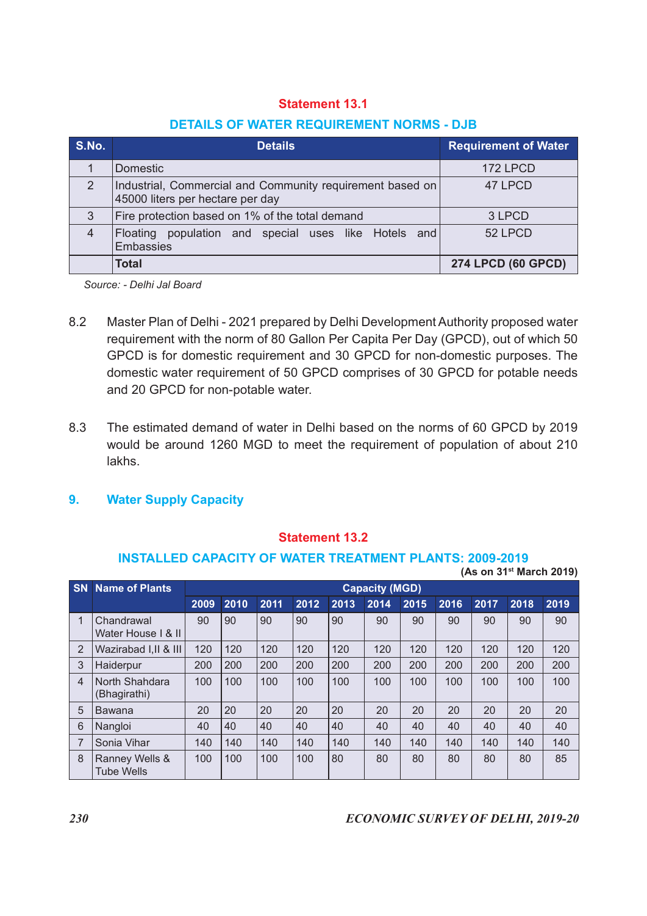**Statement 13.1**

**DETAILS OF WATER REQUIREMENT NORMS - DJB**

| S.No. | Details | Requirement of Water |
|---|---|---|
| 1 | Domestic | 172 LPCD |
| 2 | Industrial, Commercial and Community requirement based on 45000 liters per hectare per day | 47 LPCD |
| 3 | Fire protection based on 1% of the total demand | 3 LPCD |
| 4 | Floating population and special uses like Hotels and Embassies | 52 LPCD |
| | **Total** | **274 LPCD (60 GPCD)** |

*Source: - Delhi Jal Board*

8.2 Master Plan of Delhi - 2021 prepared by Delhi Development Authority proposed water requirement with the norm of 80 Gallon Per Capita Per Day (GPCD), out of which 50 GPCD is for domestic requirement and 30 GPCD for non-domestic purposes. The domestic water requirement of 50 GPCD comprises of 30 GPCD for potable needs and 20 GPCD for non-potable water.

8.3 The estimated demand of water in Delhi based on the norms of 60 GPCD by 2019 would be around 1260 MGD to meet the requirement of population of about 210 lakhs.

## 9. Water Supply Capacity

**Statement 13.2**

**INSTALLED CAPACITY OF WATER TREATMENT PLANTS: 2009-2019**

**(As on 31st March 2019)**

| SN | Name of Plants | Capacity (MGD) | | | | | | | | | | |
|---|---|---|---|---|---|---|---|---|---|---|---|---|
| | | 2009 | 2010 | 2011 | 2012 | 2013 | 2014 | 2015 | 2016 | 2017 | 2018 | 2019 |
| 1 | Chandrawal Water House I & II | 90 | 90 | 90 | 90 | 90 | 90 | 90 | 90 | 90 | 90 | 90 |
| 2 | Wazirabad I,II & III | 120 | 120 | 120 | 120 | 120 | 120 | 120 | 120 | 120 | 120 | 120 |
| 3 | Haiderpur | 200 | 200 | 200 | 200 | 200 | 200 | 200 | 200 | 200 | 200 | 200 |
| 4 | North Shahdara (Bhagirathi) | 100 | 100 | 100 | 100 | 100 | 100 | 100 | 100 | 100 | 100 | 100 |
| 5 | Bawana | 20 | 20 | 20 | 20 | 20 | 20 | 20 | 20 | 20 | 20 | 20 |
| 6 | Nangloi | 40 | 40 | 40 | 40 | 40 | 40 | 40 | 40 | 40 | 40 | 40 |
| 7 | Sonia Vihar | 140 | 140 | 140 | 140 | 140 | 140 | 140 | 140 | 140 | 140 | 140 |
| 8 | Ranney Wells & Tube Wells | 100 | 100 | 100 | 100 | 80 | 80 | 80 | 80 | 80 | 80 | 85 |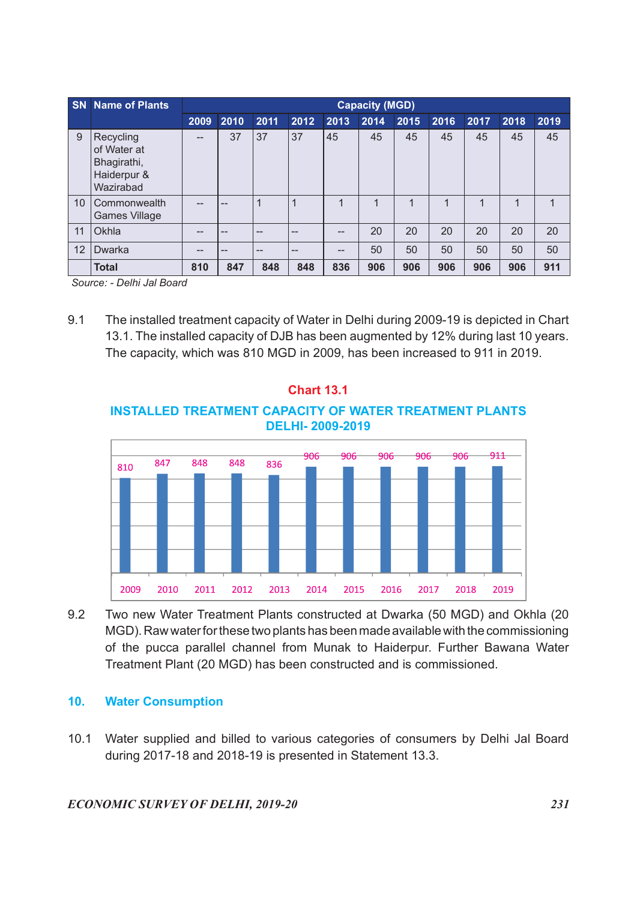| SN | Name of Plants | Capacity (MGD) | | | | | | | | | | |
|---|---|---|---|---|---|---|---|---|---|---|---|---|
| | | 2009 | 2010 | 2011 | 2012 | 2013 | 2014 | 2015 | 2016 | 2017 | 2018 | 2019 |
| 9 | Recycling of Water at Bhagirathi, Haiderpur & Wazirabad | -- | 37 | 37 | 37 | 45 | 45 | 45 | 45 | 45 | 45 | 45 |
| 10 | Commonwealth Games Village | -- | -- | 1 | 1 | 1 | 1 | 1 | 1 | 1 | 1 | 1 |
| 11 | Okhla | -- | -- | -- | -- | -- | 20 | 20 | 20 | 20 | 20 | 20 |
| 12 | Dwarka | -- | -- | -- | -- | -- | 50 | 50 | 50 | 50 | 50 | 50 |
| | **Total** | **810** | **847** | **848** | **848** | **836** | **906** | **906** | **906** | **906** | **906** | **911** |

*Source: - Delhi Jal Board*

9.1 The installed treatment capacity of Water in Delhi during 2009-19 is depicted in Chart 13.1. The installed capacity of DJB has been augmented by 12% during last 10 years. The capacity, which was 810 MGD in 2009, has been increased to 911 in 2019.

**Chart 13.1**

**INSTALLED TREATMENT CAPACITY OF WATER TREATMENT PLANTS DELHI- 2009-2019**

| Year | 2009 | 2010 | 2011 | 2012 | 2013 | 2014 | 2015 | 2016 | 2017 | 2018 | 2019 |
|---|---|---|---|---|---|---|---|---|---|---|---|
| Capacity | 810 | 847 | 848 | 848 | 836 | 906 | 906 | 906 | 906 | 906 | 911 |

9.2 Two new Water Treatment Plants constructed at Dwarka (50 MGD) and Okhla (20 MGD). Raw water for these two plants has been made available with the commissioning of the pucca parallel channel from Munak to Haiderpur. Further Bawana Water Treatment Plant (20 MGD) has been constructed and is commissioned.

## 10. Water Consumption

10.1 Water supplied and billed to various categories of consumers by Delhi Jal Board during 2017-18 and 2018-19 is presented in Statement 13.3.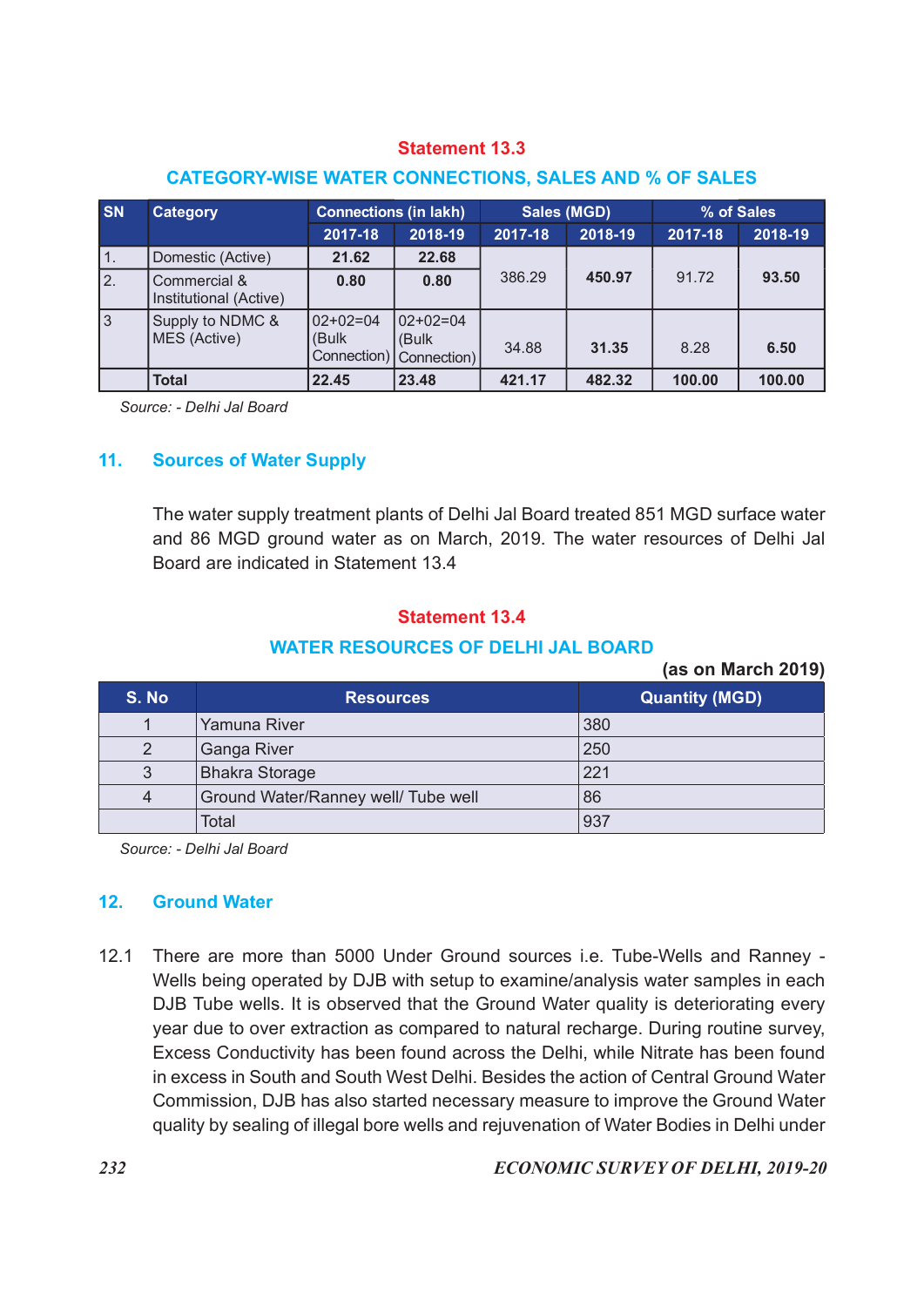## Statement 13.3

### CATEGORY-WISE WATER CONNECTIONS, SALES AND % OF SALES

| SN | Category | Connections (in lakh) | | Sales (MGD) | | % of Sales | |
|---|---|---|---|---|---|---|---|
| | | 2017-18 | 2018-19 | 2017-18 | 2018-19 | 2017-18 | 2018-19 |
| 1. | Domestic (Active) | **21.62** | **22.68** | 386.29 | **450.97** | 91.72 | **93.50** |
| 2. | Commercial & Institutional (Active) | **0.80** | **0.80** | | | | |
| 3 | Supply to NDMC & MES (Active) | 02+02=04 (Bulk Connection) | 02+02=04 (Bulk Connection) | 34.88 | **31.35** | 8.28 | **6.50** |
| | **Total** | **22.45** | **23.48** | **421.17** | **482.32** | **100.00** | **100.00** |

*Source: - Delhi Jal Board*

## 11. Sources of Water Supply

The water supply treatment plants of Delhi Jal Board treated 851 MGD surface water and 86 MGD ground water as on March, 2019. The water resources of Delhi Jal Board are indicated in Statement 13.4

## Statement 13.4

### WATER RESOURCES OF DELHI JAL BOARD

**(as on March 2019)**

| S. No | Resources | Quantity (MGD) |
|---|---|---|
| 1 | Yamuna River | 380 |
| 2 | Ganga River | 250 |
| 3 | Bhakra Storage | 221 |
| 4 | Ground Water/Ranney well/ Tube well | 86 |
| | Total | 937 |

*Source: - Delhi Jal Board*

## 12. Ground Water

12.1 There are more than 5000 Under Ground sources i.e. Tube-Wells and Ranney - Wells being operated by DJB with setup to examine/analysis water samples in each DJB Tube wells. It is observed that the Ground Water quality is deteriorating every year due to over extraction as compared to natural recharge. During routine survey, Excess Conductivity has been found across the Delhi, while Nitrate has been found in excess in South and South West Delhi. Besides the action of Central Ground Water Commission, DJB has also started necessary measure to improve the Ground Water quality by sealing of illegal bore wells and rejuvenation of Water Bodies in Delhi under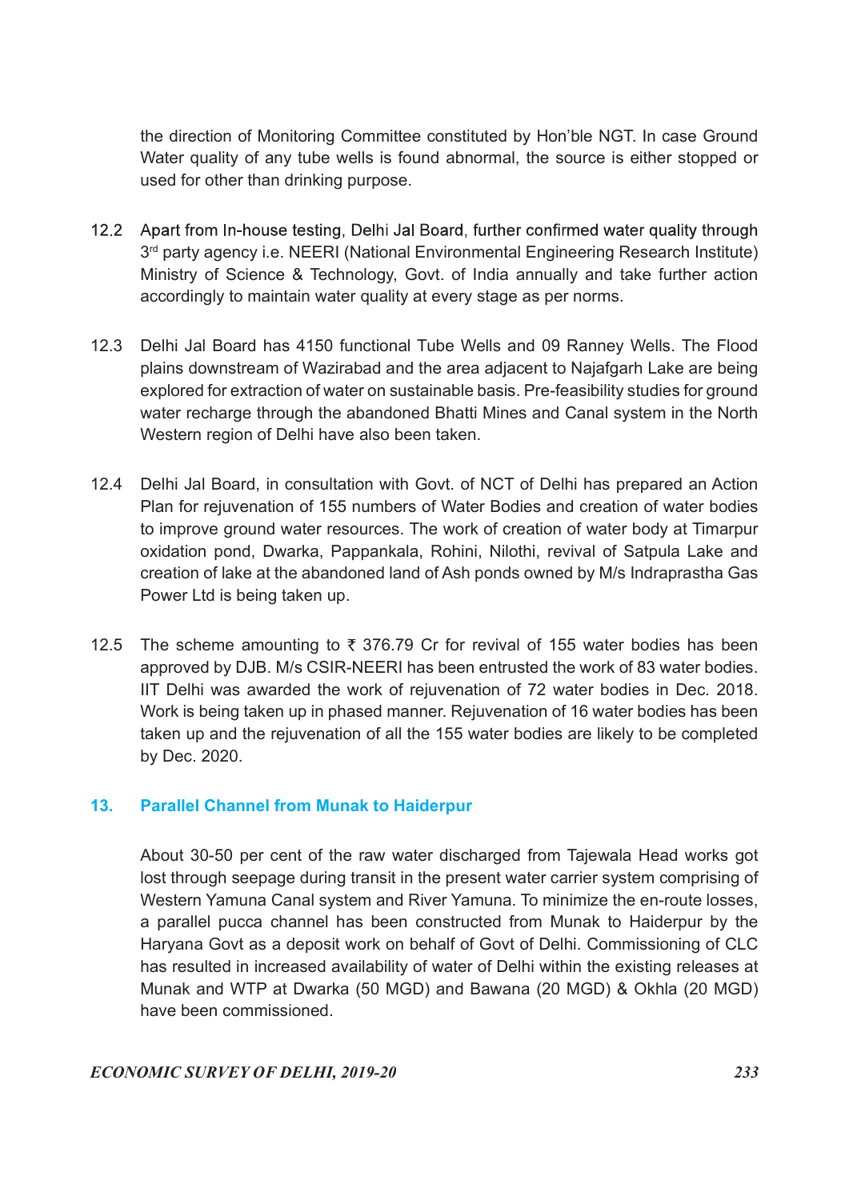the direction of Monitoring Committee constituted by Hon'ble NGT. In case Ground Water quality of any tube wells is found abnormal, the source is either stopped or used for other than drinking purpose.

12.2 Apart from In-house testing, Delhi Jal Board, further confirmed water quality through 3rd party agency i.e. NEERI (National Environmental Engineering Research Institute) Ministry of Science & Technology, Govt. of India annually and take further action accordingly to maintain water quality at every stage as per norms.

12.3 Delhi Jal Board has 4150 functional Tube Wells and 09 Ranney Wells. The Flood plains downstream of Wazirabad and the area adjacent to Najafgarh Lake are being explored for extraction of water on sustainable basis. Pre-feasibility studies for ground water recharge through the abandoned Bhatti Mines and Canal system in the North Western region of Delhi have also been taken.

12.4 Delhi Jal Board, in consultation with Govt. of NCT of Delhi has prepared an Action Plan for rejuvenation of 155 numbers of Water Bodies and creation of water bodies to improve ground water resources. The work of creation of water body at Timarpur oxidation pond, Dwarka, Pappankala, Rohini, Nilothi, revival of Satpula Lake and creation of lake at the abandoned land of Ash ponds owned by M/s Indraprastha Gas Power Ltd is being taken up.

12.5 The scheme amounting to ₹ 376.79 Cr for revival of 155 water bodies has been approved by DJB. M/s CSIR-NEERI has been entrusted the work of 83 water bodies. IIT Delhi was awarded the work of rejuvenation of 72 water bodies in Dec. 2018. Work is being taken up in phased manner. Rejuvenation of 16 water bodies has been taken up and the rejuvenation of all the 155 water bodies are likely to be completed by Dec. 2020.

## 13. Parallel Channel from Munak to Haiderpur

About 30-50 per cent of the raw water discharged from Tajewala Head works got lost through seepage during transit in the present water carrier system comprising of Western Yamuna Canal system and River Yamuna. To minimize the en-route losses, a parallel pucca channel has been constructed from Munak to Haiderpur by the Haryana Govt as a deposit work on behalf of Govt of Delhi. Commissioning of CLC has resulted in increased availability of water of Delhi within the existing releases at Munak and WTP at Dwarka (50 MGD) and Bawana (20 MGD) & Okhla (20 MGD) have been commissioned.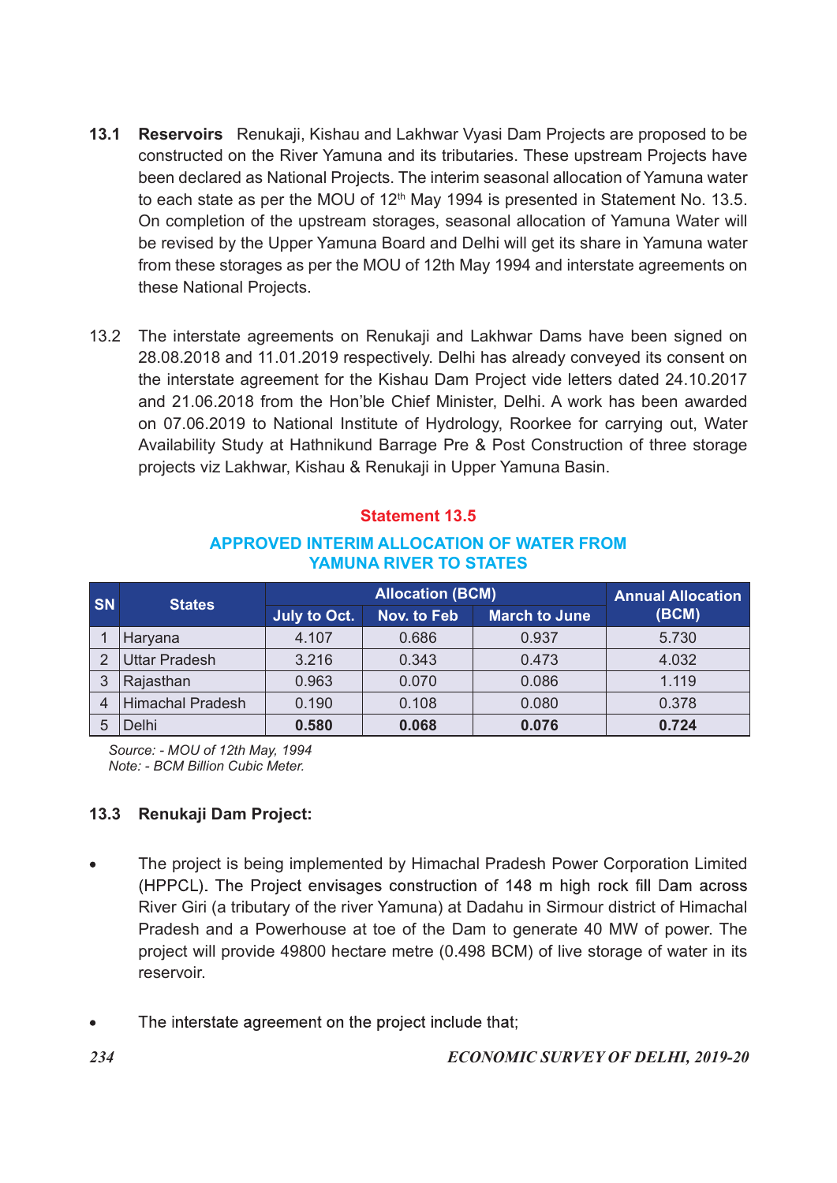**13.1 Reservoirs** Renukaji, Kishau and Lakhwar Vyasi Dam Projects are proposed to be constructed on the River Yamuna and its tributaries. These upstream Projects have been declared as National Projects. The interim seasonal allocation of Yamuna water to each state as per the MOU of 12th May 1994 is presented in Statement No. 13.5. On completion of the upstream storages, seasonal allocation of Yamuna Water will be revised by the Upper Yamuna Board and Delhi will get its share in Yamuna water from these storages as per the MOU of 12th May 1994 and interstate agreements on these National Projects.

13.2 The interstate agreements on Renukaji and Lakhwar Dams have been signed on 28.08.2018 and 11.01.2019 respectively. Delhi has already conveyed its consent on the interstate agreement for the Kishau Dam Project vide letters dated 24.10.2017 and 21.06.2018 from the Hon'ble Chief Minister, Delhi. A work has been awarded on 07.06.2019 to National Institute of Hydrology, Roorkee for carrying out, Water Availability Study at Hathnikund Barrage Pre & Post Construction of three storage projects viz Lakhwar, Kishau & Renukaji in Upper Yamuna Basin.

**Statement 13.5**

**APPROVED INTERIM ALLOCATION OF WATER FROM YAMUNA RIVER TO STATES**

| SN | States | Allocation (BCM) | | | Annual Allocation (BCM) |
|---|---|---|---|---|---|
| | | July to Oct. | Nov. to Feb | March to June | |
| 1 | Haryana | 4.107 | 0.686 | 0.937 | 5.730 |
| 2 | Uttar Pradesh | 3.216 | 0.343 | 0.473 | 4.032 |
| 3 | Rajasthan | 0.963 | 0.070 | 0.086 | 1.119 |
| 4 | Himachal Pradesh | 0.190 | 0.108 | 0.080 | 0.378 |
| 5 | Delhi | **0.580** | **0.068** | **0.076** | **0.724** |

*Source: - MOU of 12th May, 1994*
*Note: - BCM Billion Cubic Meter.*

### 13.3 Renukaji Dam Project:

- The project is being implemented by Himachal Pradesh Power Corporation Limited (HPPCL). The Project envisages construction of 148 m high rock fill Dam across River Giri (a tributary of the river Yamuna) at Dadahu in Sirmour district of Himachal Pradesh and a Powerhouse at toe of the Dam to generate 40 MW of power. The project will provide 49800 hectare metre (0.498 BCM) of live storage of water in its reservoir.

- The interstate agreement on the project include that;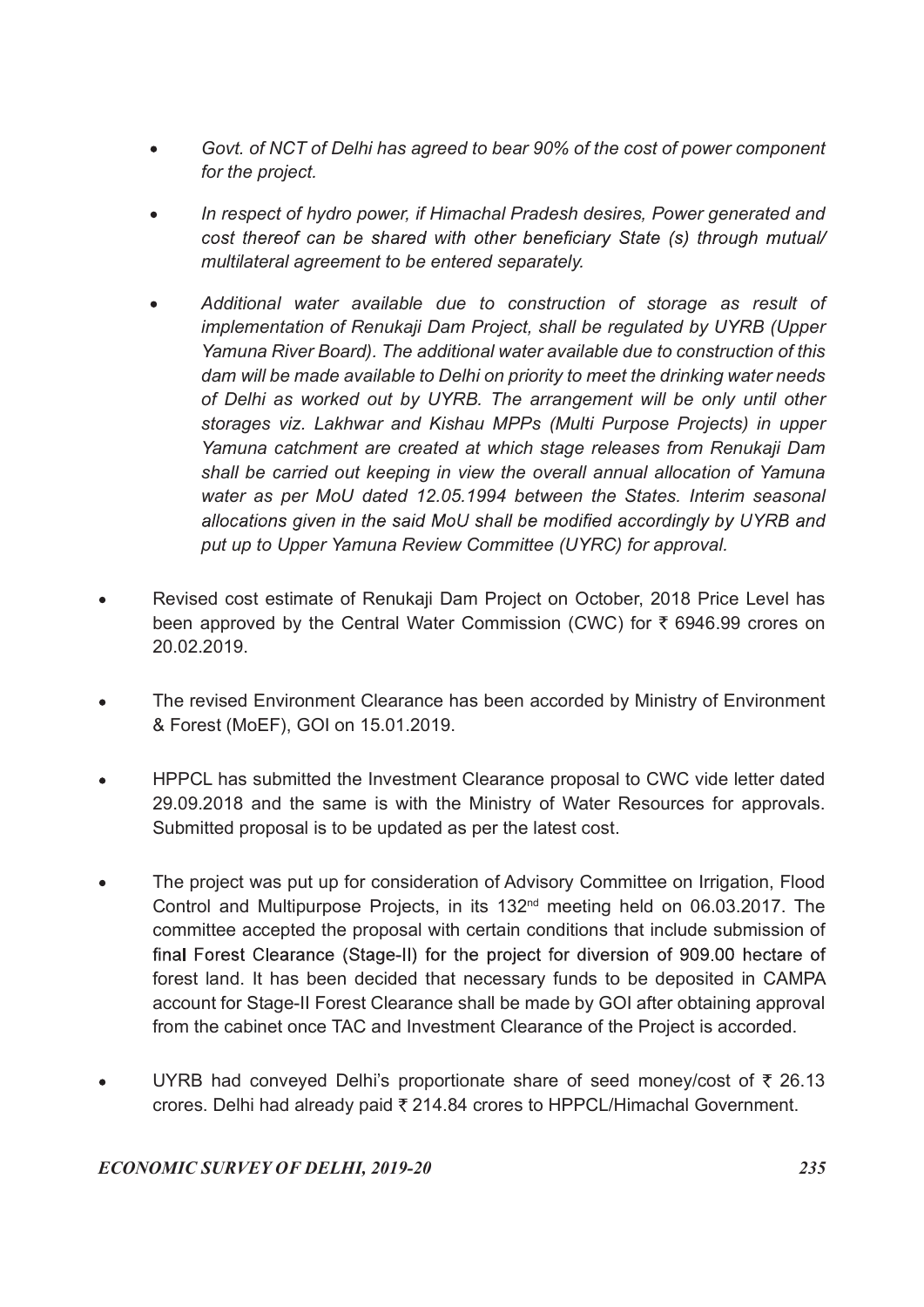- *Govt. of NCT of Delhi has agreed to bear 90% of the cost of power component for the project.*

- *In respect of hydro power, if Himachal Pradesh desires, Power generated and cost thereof can be shared with other beneficiary State (s) through mutual/ multilateral agreement to be entered separately.*

- *Additional water available due to construction of storage as result of implementation of Renukaji Dam Project, shall be regulated by UYRB (Upper Yamuna River Board). The additional water available due to construction of this dam will be made available to Delhi on priority to meet the drinking water needs of Delhi as worked out by UYRB. The arrangement will be only until other storages viz. Lakhwar and Kishau MPPs (Multi Purpose Projects) in upper Yamuna catchment are created at which stage releases from Renukaji Dam shall be carried out keeping in view the overall annual allocation of Yamuna water as per MoU dated 12.05.1994 between the States. Interim seasonal allocations given in the said MoU shall be modified accordingly by UYRB and put up to Upper Yamuna Review Committee (UYRC) for approval.*

- Revised cost estimate of Renukaji Dam Project on October, 2018 Price Level has been approved by the Central Water Commission (CWC) for ₹ 6946.99 crores on 20.02.2019.

- The revised Environment Clearance has been accorded by Ministry of Environment & Forest (MoEF), GOI on 15.01.2019.

- HPPCL has submitted the Investment Clearance proposal to CWC vide letter dated 29.09.2018 and the same is with the Ministry of Water Resources for approvals. Submitted proposal is to be updated as per the latest cost.

- The project was put up for consideration of Advisory Committee on Irrigation, Flood Control and Multipurpose Projects, in its 132nd meeting held on 06.03.2017. The committee accepted the proposal with certain conditions that include submission of final Forest Clearance (Stage-II) for the project for diversion of 909.00 hectare of forest land. It has been decided that necessary funds to be deposited in CAMPA account for Stage-II Forest Clearance shall be made by GOI after obtaining approval from the cabinet once TAC and Investment Clearance of the Project is accorded.

- UYRB had conveyed Delhi's proportionate share of seed money/cost of ₹ 26.13 crores. Delhi had already paid ₹ 214.84 crores to HPPCL/Himachal Government.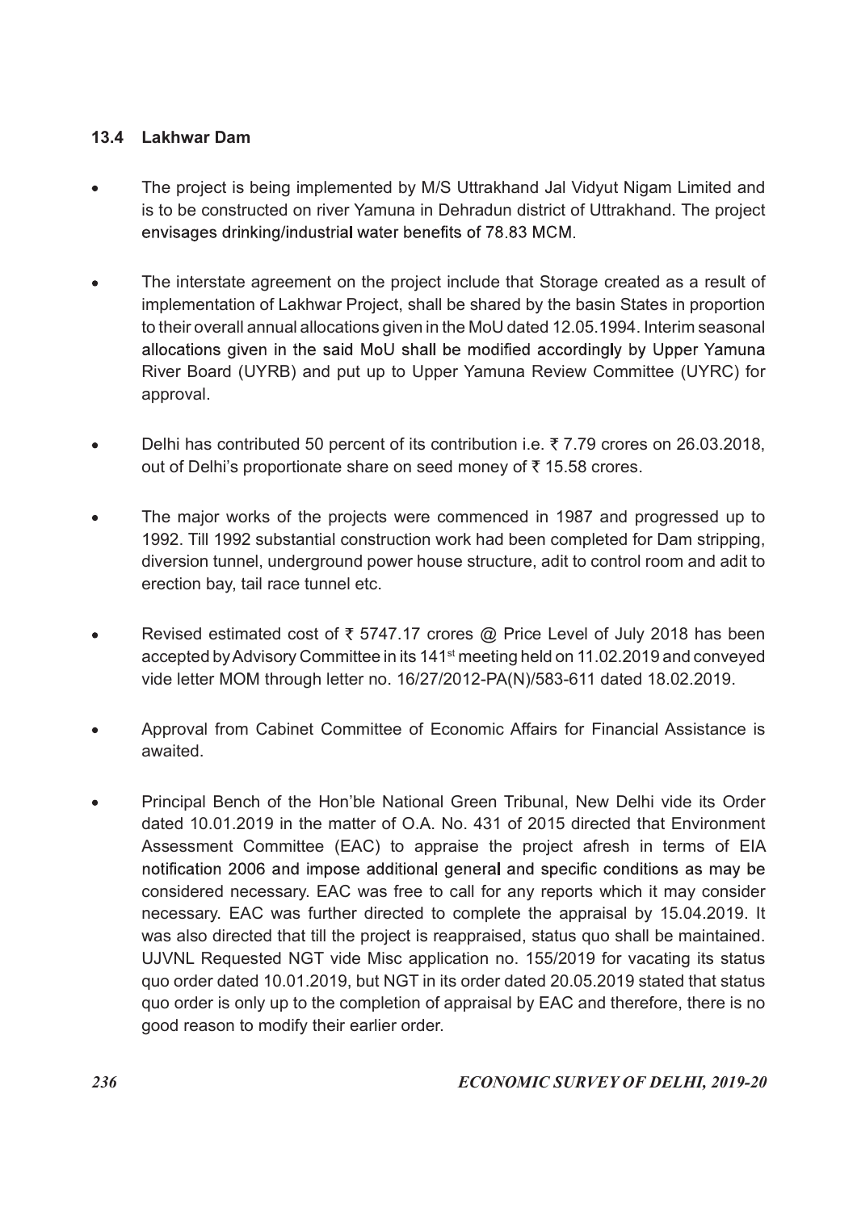### 13.4 Lakhwar Dam

- The project is being implemented by M/S Uttrakhand Jal Vidyut Nigam Limited and is to be constructed on river Yamuna in Dehradun district of Uttrakhand. The project envisages drinking/industrial water benefits of 78.83 MCM.

- The interstate agreement on the project include that Storage created as a result of implementation of Lakhwar Project, shall be shared by the basin States in proportion to their overall annual allocations given in the MoU dated 12.05.1994. Interim seasonal allocations given in the said MoU shall be modified accordingly by Upper Yamuna River Board (UYRB) and put up to Upper Yamuna Review Committee (UYRC) for approval.

- Delhi has contributed 50 percent of its contribution i.e. ₹ 7.79 crores on 26.03.2018, out of Delhi's proportionate share on seed money of ₹ 15.58 crores.

- The major works of the projects were commenced in 1987 and progressed up to 1992. Till 1992 substantial construction work had been completed for Dam stripping, diversion tunnel, underground power house structure, adit to control room and adit to erection bay, tail race tunnel etc.

- Revised estimated cost of ₹ 5747.17 crores @ Price Level of July 2018 has been accepted by Advisory Committee in its 141st meeting held on 11.02.2019 and conveyed vide letter MOM through letter no. 16/27/2012-PA(N)/583-611 dated 18.02.2019.

- Approval from Cabinet Committee of Economic Affairs for Financial Assistance is awaited.

- Principal Bench of the Hon'ble National Green Tribunal, New Delhi vide its Order dated 10.01.2019 in the matter of O.A. No. 431 of 2015 directed that Environment Assessment Committee (EAC) to appraise the project afresh in terms of EIA notification 2006 and impose additional general and specific conditions as may be considered necessary. EAC was free to call for any reports which it may consider necessary. EAC was further directed to complete the appraisal by 15.04.2019. It was also directed that till the project is reappraised, status quo shall be maintained. UJVNL Requested NGT vide Misc application no. 155/2019 for vacating its status quo order dated 10.01.2019, but NGT in its order dated 20.05.2019 stated that status quo order is only up to the completion of appraisal by EAC and therefore, there is no good reason to modify their earlier order.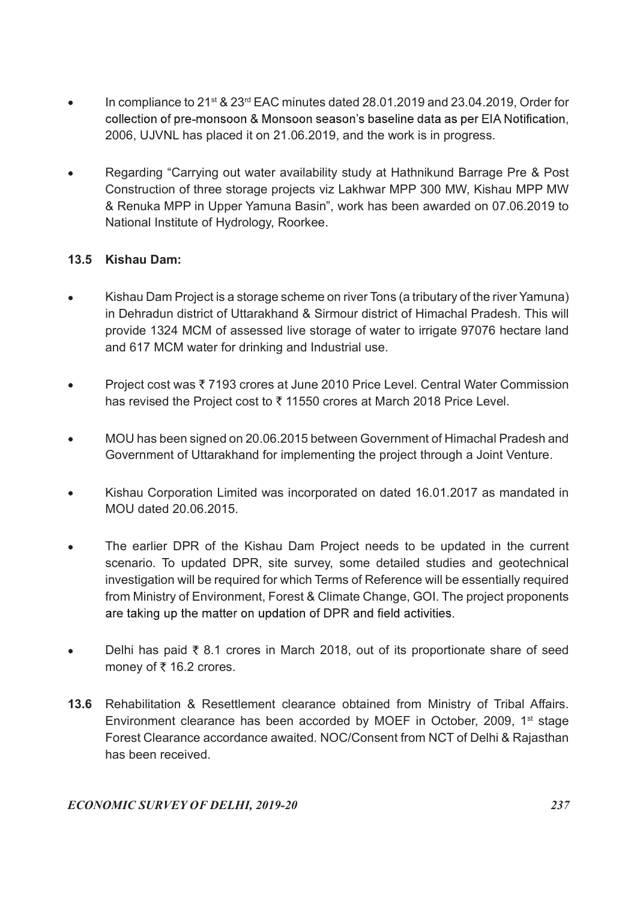- In compliance to 21st & 23rd EAC minutes dated 28.01.2019 and 23.04.2019, Order for collection of pre-monsoon & Monsoon season's baseline data as per EIA Notification, 2006, UJVNL has placed it on 21.06.2019, and the work is in progress.

- Regarding "Carrying out water availability study at Hathnikund Barrage Pre & Post Construction of three storage projects viz Lakhwar MPP 300 MW, Kishau MPP MW & Renuka MPP in Upper Yamuna Basin", work has been awarded on 07.06.2019 to National Institute of Hydrology, Roorkee.

### 13.5 Kishau Dam:

- Kishau Dam Project is a storage scheme on river Tons (a tributary of the river Yamuna) in Dehradun district of Uttarakhand & Sirmour district of Himachal Pradesh. This will provide 1324 MCM of assessed live storage of water to irrigate 97076 hectare land and 617 MCM water for drinking and Industrial use.

- Project cost was ₹ 7193 crores at June 2010 Price Level. Central Water Commission has revised the Project cost to ₹ 11550 crores at March 2018 Price Level.

- MOU has been signed on 20.06.2015 between Government of Himachal Pradesh and Government of Uttarakhand for implementing the project through a Joint Venture.

- Kishau Corporation Limited was incorporated on dated 16.01.2017 as mandated in MOU dated 20.06.2015.

- The earlier DPR of the Kishau Dam Project needs to be updated in the current scenario. To updated DPR, site survey, some detailed studies and geotechnical investigation will be required for which Terms of Reference will be essentially required from Ministry of Environment, Forest & Climate Change, GOI. The project proponents are taking up the matter on updation of DPR and field activities.

- Delhi has paid ₹ 8.1 crores in March 2018, out of its proportionate share of seed money of ₹ 16.2 crores.

**13.6** Rehabilitation & Resettlement clearance obtained from Ministry of Tribal Affairs. Environment clearance has been accorded by MOEF in October, 2009, 1st stage Forest Clearance accordance awaited. NOC/Consent from NCT of Delhi & Rajasthan has been received.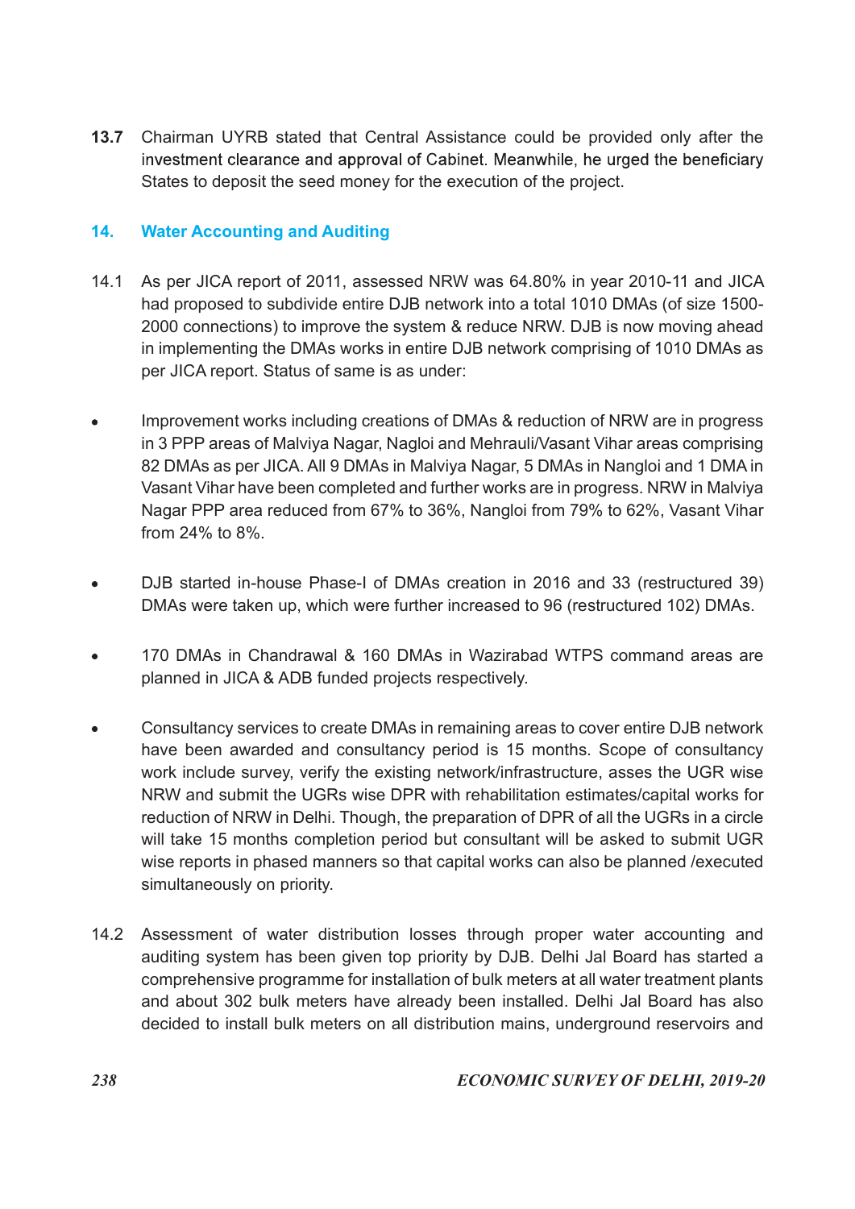**13.7** Chairman UYRB stated that Central Assistance could be provided only after the investment clearance and approval of Cabinet. Meanwhile, he urged the beneficiary States to deposit the seed money for the execution of the project.

## 14. Water Accounting and Auditing

14.1 As per JICA report of 2011, assessed NRW was 64.80% in year 2010-11 and JICA had proposed to subdivide entire DJB network into a total 1010 DMAs (of size 1500-2000 connections) to improve the system & reduce NRW. DJB is now moving ahead in implementing the DMAs works in entire DJB network comprising of 1010 DMAs as per JICA report. Status of same is as under:

- Improvement works including creations of DMAs & reduction of NRW are in progress in 3 PPP areas of Malviya Nagar, Nagloi and Mehrauli/Vasant Vihar areas comprising 82 DMAs as per JICA. All 9 DMAs in Malviya Nagar, 5 DMAs in Nangloi and 1 DMA in Vasant Vihar have been completed and further works are in progress. NRW in Malviya Nagar PPP area reduced from 67% to 36%, Nangloi from 79% to 62%, Vasant Vihar from 24% to 8%.

- DJB started in-house Phase-I of DMAs creation in 2016 and 33 (restructured 39) DMAs were taken up, which were further increased to 96 (restructured 102) DMAs.

- 170 DMAs in Chandrawal & 160 DMAs in Wazirabad WTPS command areas are planned in JICA & ADB funded projects respectively.

- Consultancy services to create DMAs in remaining areas to cover entire DJB network have been awarded and consultancy period is 15 months. Scope of consultancy work include survey, verify the existing network/infrastructure, asses the UGR wise NRW and submit the UGRs wise DPR with rehabilitation estimates/capital works for reduction of NRW in Delhi. Though, the preparation of DPR of all the UGRs in a circle will take 15 months completion period but consultant will be asked to submit UGR wise reports in phased manners so that capital works can also be planned /executed simultaneously on priority.

14.2 Assessment of water distribution losses through proper water accounting and auditing system has been given top priority by DJB. Delhi Jal Board has started a comprehensive programme for installation of bulk meters at all water treatment plants and about 302 bulk meters have already been installed. Delhi Jal Board has also decided to install bulk meters on all distribution mains, underground reservoirs and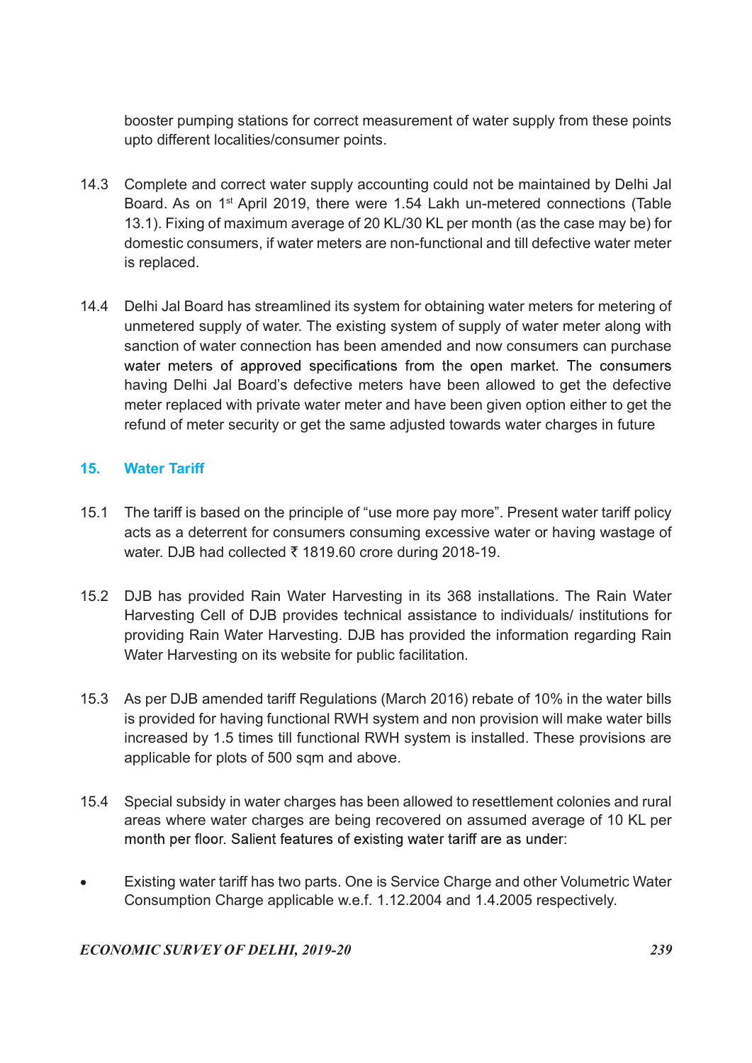booster pumping stations for correct measurement of water supply from these points upto different localities/consumer points.

14.3 Complete and correct water supply accounting could not be maintained by Delhi Jal Board. As on 1st April 2019, there were 1.54 Lakh un-metered connections (Table 13.1). Fixing of maximum average of 20 KL/30 KL per month (as the case may be) for domestic consumers, if water meters are non-functional and till defective water meter is replaced.

14.4 Delhi Jal Board has streamlined its system for obtaining water meters for metering of unmetered supply of water. The existing system of supply of water meter along with sanction of water connection has been amended and now consumers can purchase water meters of approved specifications from the open market. The consumers having Delhi Jal Board's defective meters have been allowed to get the defective meter replaced with private water meter and have been given option either to get the refund of meter security or get the same adjusted towards water charges in future

## 15. Water Tariff

15.1 The tariff is based on the principle of "use more pay more". Present water tariff policy acts as a deterrent for consumers consuming excessive water or having wastage of water. DJB had collected ₹ 1819.60 crore during 2018-19.

15.2 DJB has provided Rain Water Harvesting in its 368 installations. The Rain Water Harvesting Cell of DJB provides technical assistance to individuals/ institutions for providing Rain Water Harvesting. DJB has provided the information regarding Rain Water Harvesting on its website for public facilitation.

15.3 As per DJB amended tariff Regulations (March 2016) rebate of 10% in the water bills is provided for having functional RWH system and non provision will make water bills increased by 1.5 times till functional RWH system is installed. These provisions are applicable for plots of 500 sqm and above.

15.4 Special subsidy in water charges has been allowed to resettlement colonies and rural areas where water charges are being recovered on assumed average of 10 KL per month per floor. Salient features of existing water tariff are as under:

- Existing water tariff has two parts. One is Service Charge and other Volumetric Water Consumption Charge applicable w.e.f. 1.12.2004 and 1.4.2005 respectively.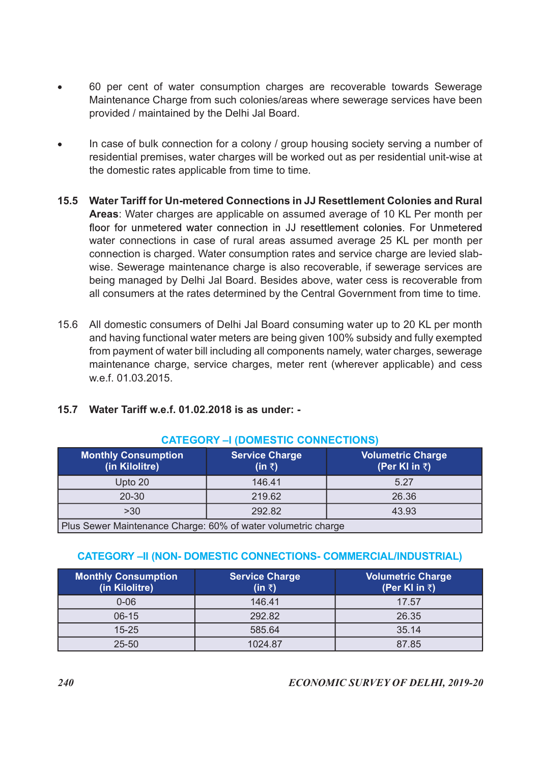- 60 per cent of water consumption charges are recoverable towards Sewerage Maintenance Charge from such colonies/areas where sewerage services have been provided / maintained by the Delhi Jal Board.

- In case of bulk connection for a colony / group housing society serving a number of residential premises, water charges will be worked out as per residential unit-wise at the domestic rates applicable from time to time.

**15.5 Water Tariff for Un-metered Connections in JJ Resettlement Colonies and Rural Areas**: Water charges are applicable on assumed average of 10 KL Per month per floor for unmetered water connection in JJ resettlement colonies. For Unmetered water connections in case of rural areas assumed average 25 KL per month per connection is charged. Water consumption rates and service charge are levied slab-wise. Sewerage maintenance charge is also recoverable, if sewerage services are being managed by Delhi Jal Board. Besides above, water cess is recoverable from all consumers at the rates determined by the Central Government from time to time.

15.6 All domestic consumers of Delhi Jal Board consuming water up to 20 KL per month and having functional water meters are being given 100% subsidy and fully exempted from payment of water bill including all components namely, water charges, sewerage maintenance charge, service charges, meter rent (wherever applicable) and cess w.e.f. 01.03.2015.

**15.7 Water Tariff w.e.f. 01.02.2018 is as under: -**

**CATEGORY –I (DOMESTIC CONNECTIONS)**

| Monthly Consumption (in Kilolitre) | Service Charge (in ₹) | Volumetric Charge (Per Kl in ₹) |
|---|---|---|
| Upto 20 | 146.41 | 5.27 |
| 20-30 | 219.62 | 26.36 |
| >30 | 292.82 | 43.93 |
| Plus Sewer Maintenance Charge: 60% of water volumetric charge | | |

**CATEGORY –II (NON- DOMESTIC CONNECTIONS- COMMERCIAL/INDUSTRIAL)**

| Monthly Consumption (in Kilolitre) | Service Charge (in ₹) | Volumetric Charge (Per Kl in ₹) |
|---|---|---|
| 0-06 | 146.41 | 17.57 |
| 06-15 | 292.82 | 26.35 |
| 15-25 | 585.64 | 35.14 |
| 25-50 | 1024.87 | 87.85 |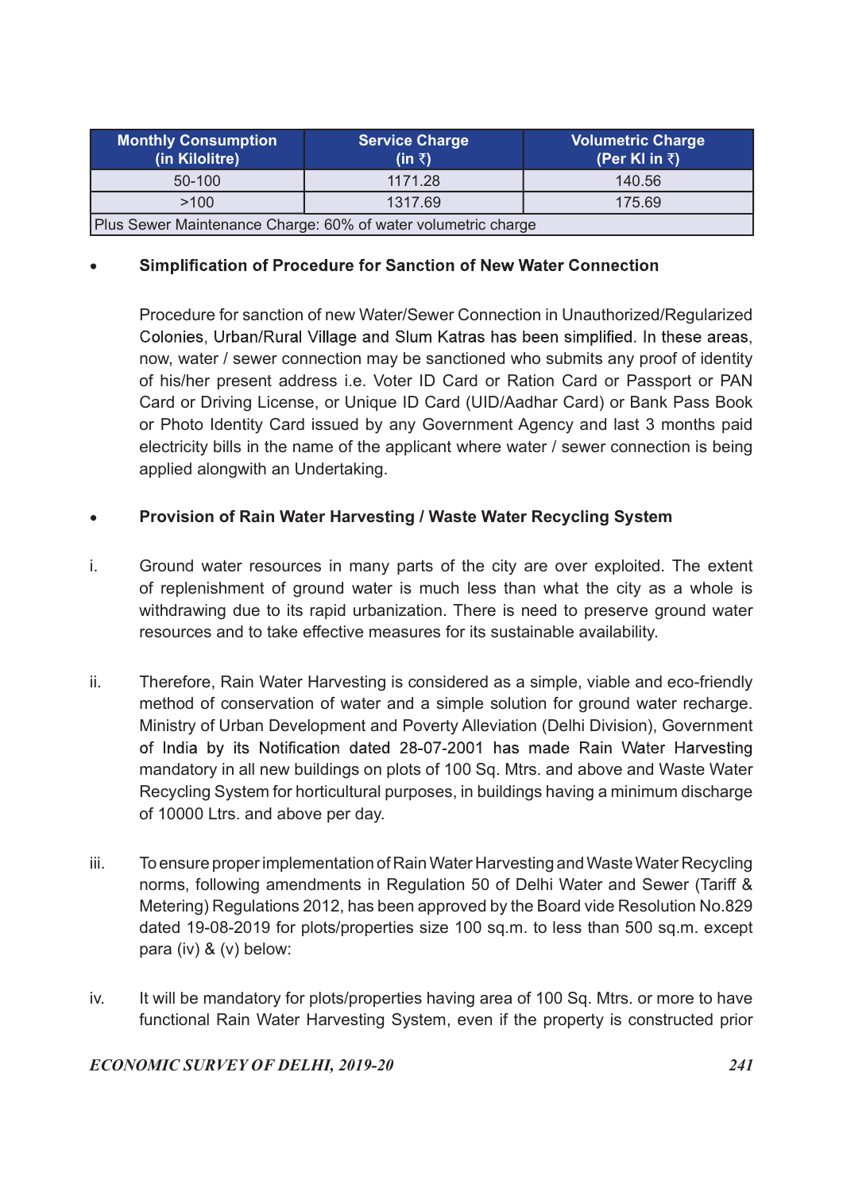| Monthly Consumption (in Kilolitre) | Service Charge (in ₹) | Volumetric Charge (Per Kl in ₹) |
|---|---|---|
| 50-100 | 1171.28 | 140.56 |
| >100 | 1317.69 | 175.69 |
| Plus Sewer Maintenance Charge: 60% of water volumetric charge | | |

- **Simplification of Procedure for Sanction of New Water Connection**

  Procedure for sanction of new Water/Sewer Connection in Unauthorized/Regularized Colonies, Urban/Rural Village and Slum Katras has been simplified. In these areas, now, water / sewer connection may be sanctioned who submits any proof of identity of his/her present address i.e. Voter ID Card or Ration Card or Passport or PAN Card or Driving License, or Unique ID Card (UID/Aadhar Card) or Bank Pass Book or Photo Identity Card issued by any Government Agency and last 3 months paid electricity bills in the name of the applicant where water / sewer connection is being applied alongwith an Undertaking.

- **Provision of Rain Water Harvesting / Waste Water Recycling System**

i. Ground water resources in many parts of the city are over exploited. The extent of replenishment of ground water is much less than what the city as a whole is withdrawing due to its rapid urbanization. There is need to preserve ground water resources and to take effective measures for its sustainable availability.

ii. Therefore, Rain Water Harvesting is considered as a simple, viable and eco-friendly method of conservation of water and a simple solution for ground water recharge. Ministry of Urban Development and Poverty Alleviation (Delhi Division), Government of India by its Notification dated 28-07-2001 has made Rain Water Harvesting mandatory in all new buildings on plots of 100 Sq. Mtrs. and above and Waste Water Recycling System for horticultural purposes, in buildings having a minimum discharge of 10000 Ltrs. and above per day.

iii. To ensure proper implementation of Rain Water Harvesting and Waste Water Recycling norms, following amendments in Regulation 50 of Delhi Water and Sewer (Tariff & Metering) Regulations 2012, has been approved by the Board vide Resolution No.829 dated 19-08-2019 for plots/properties size 100 sq.m. to less than 500 sq.m. except para (iv) & (v) below:

iv. It will be mandatory for plots/properties having area of 100 Sq. Mtrs. or more to have functional Rain Water Harvesting System, even if the property is constructed prior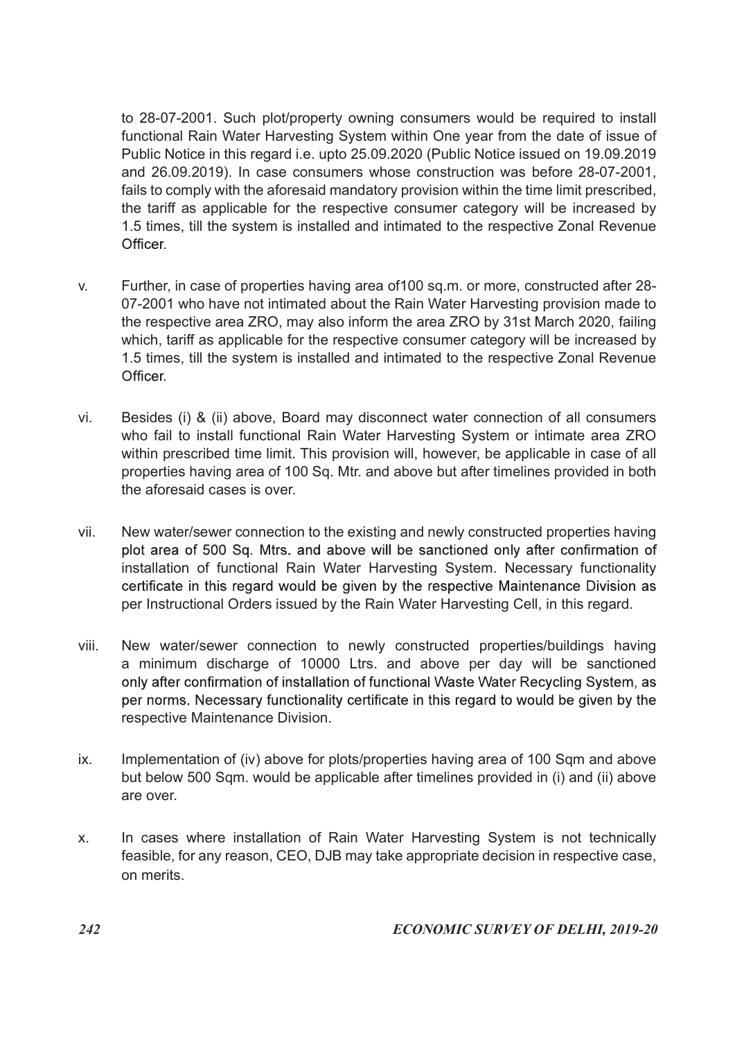to 28-07-2001. Such plot/property owning consumers would be required to install functional Rain Water Harvesting System within One year from the date of issue of Public Notice in this regard i.e. upto 25.09.2020 (Public Notice issued on 19.09.2019 and 26.09.2019). In case consumers whose construction was before 28-07-2001, fails to comply with the aforesaid mandatory provision within the time limit prescribed, the tariff as applicable for the respective consumer category will be increased by 1.5 times, till the system is installed and intimated to the respective Zonal Revenue Officer.

v. Further, in case of properties having area of100 sq.m. or more, constructed after 28-07-2001 who have not intimated about the Rain Water Harvesting provision made to the respective area ZRO, may also inform the area ZRO by 31st March 2020, failing which, tariff as applicable for the respective consumer category will be increased by 1.5 times, till the system is installed and intimated to the respective Zonal Revenue Officer.

vi. Besides (i) & (ii) above, Board may disconnect water connection of all consumers who fail to install functional Rain Water Harvesting System or intimate area ZRO within prescribed time limit. This provision will, however, be applicable in case of all properties having area of 100 Sq. Mtr. and above but after timelines provided in both the aforesaid cases is over.

vii. New water/sewer connection to the existing and newly constructed properties having plot area of 500 Sq. Mtrs. and above will be sanctioned only after confirmation of installation of functional Rain Water Harvesting System. Necessary functionality certificate in this regard would be given by the respective Maintenance Division as per Instructional Orders issued by the Rain Water Harvesting Cell, in this regard.

viii. New water/sewer connection to newly constructed properties/buildings having a minimum discharge of 10000 Ltrs. and above per day will be sanctioned only after confirmation of installation of functional Waste Water Recycling System, as per norms. Necessary functionality certificate in this regard to would be given by the respective Maintenance Division.

ix. Implementation of (iv) above for plots/properties having area of 100 Sqm and above but below 500 Sqm. would be applicable after timelines provided in (i) and (ii) above are over.

x. In cases where installation of Rain Water Harvesting System is not technically feasible, for any reason, CEO, DJB may take appropriate decision in respective case, on merits.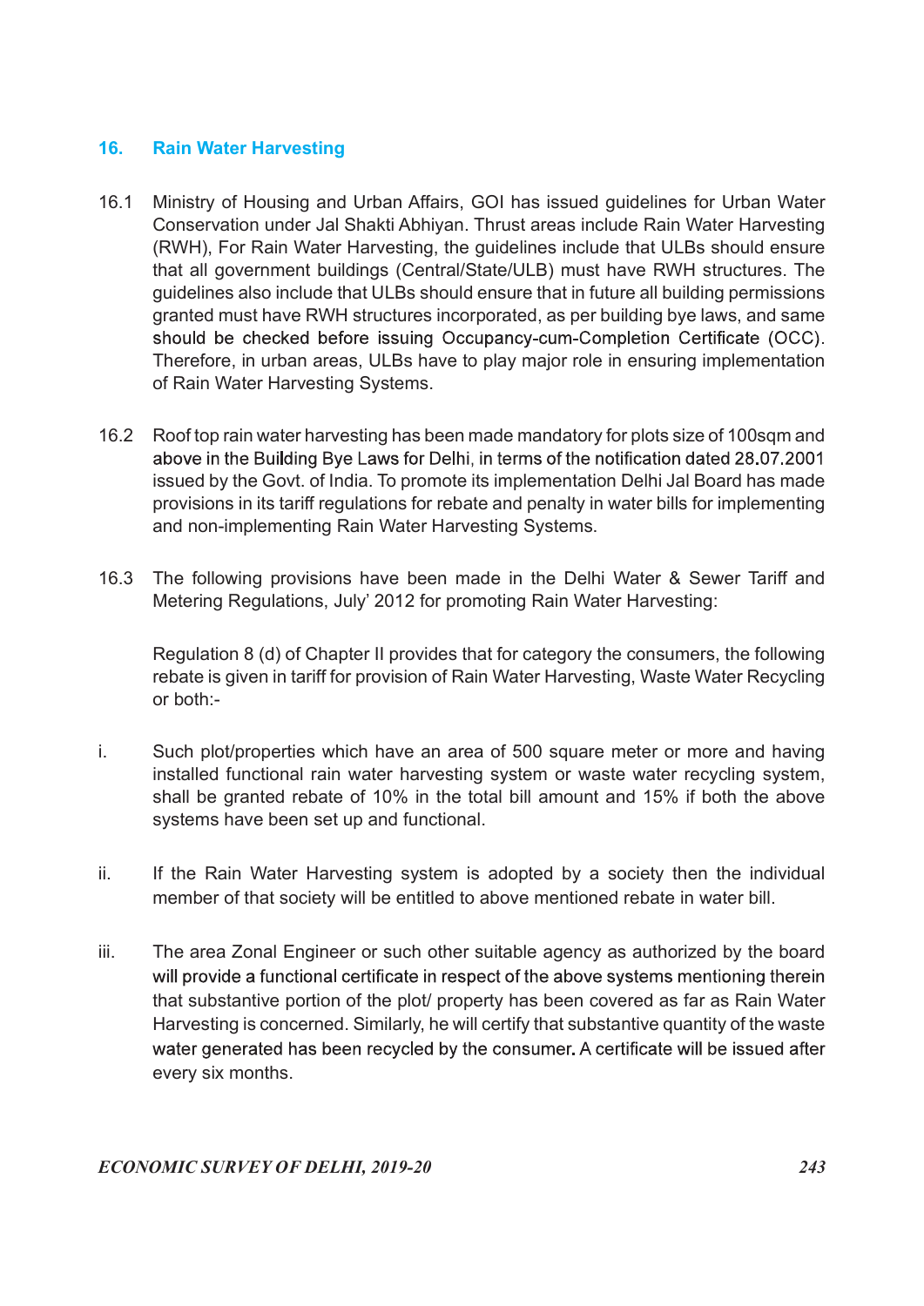## 16. Rain Water Harvesting

16.1 Ministry of Housing and Urban Affairs, GOI has issued guidelines for Urban Water Conservation under Jal Shakti Abhiyan. Thrust areas include Rain Water Harvesting (RWH), For Rain Water Harvesting, the guidelines include that ULBs should ensure that all government buildings (Central/State/ULB) must have RWH structures. The guidelines also include that ULBs should ensure that in future all building permissions granted must have RWH structures incorporated, as per building bye laws, and same should be checked before issuing Occupancy-cum-Completion Certificate (OCC). Therefore, in urban areas, ULBs have to play major role in ensuring implementation of Rain Water Harvesting Systems.

16.2 Roof top rain water harvesting has been made mandatory for plots size of 100sqm and above in the Building Bye Laws for Delhi, in terms of the notification dated 28.07.2001 issued by the Govt. of India. To promote its implementation Delhi Jal Board has made provisions in its tariff regulations for rebate and penalty in water bills for implementing and non-implementing Rain Water Harvesting Systems.

16.3 The following provisions have been made in the Delhi Water & Sewer Tariff and Metering Regulations, July' 2012 for promoting Rain Water Harvesting:

Regulation 8 (d) of Chapter II provides that for category the consumers, the following rebate is given in tariff for provision of Rain Water Harvesting, Waste Water Recycling or both:-

i. Such plot/properties which have an area of 500 square meter or more and having installed functional rain water harvesting system or waste water recycling system, shall be granted rebate of 10% in the total bill amount and 15% if both the above systems have been set up and functional.

ii. If the Rain Water Harvesting system is adopted by a society then the individual member of that society will be entitled to above mentioned rebate in water bill.

iii. The area Zonal Engineer or such other suitable agency as authorized by the board will provide a functional certificate in respect of the above systems mentioning therein that substantive portion of the plot/ property has been covered as far as Rain Water Harvesting is concerned. Similarly, he will certify that substantive quantity of the waste water generated has been recycled by the consumer. A certificate will be issued after every six months.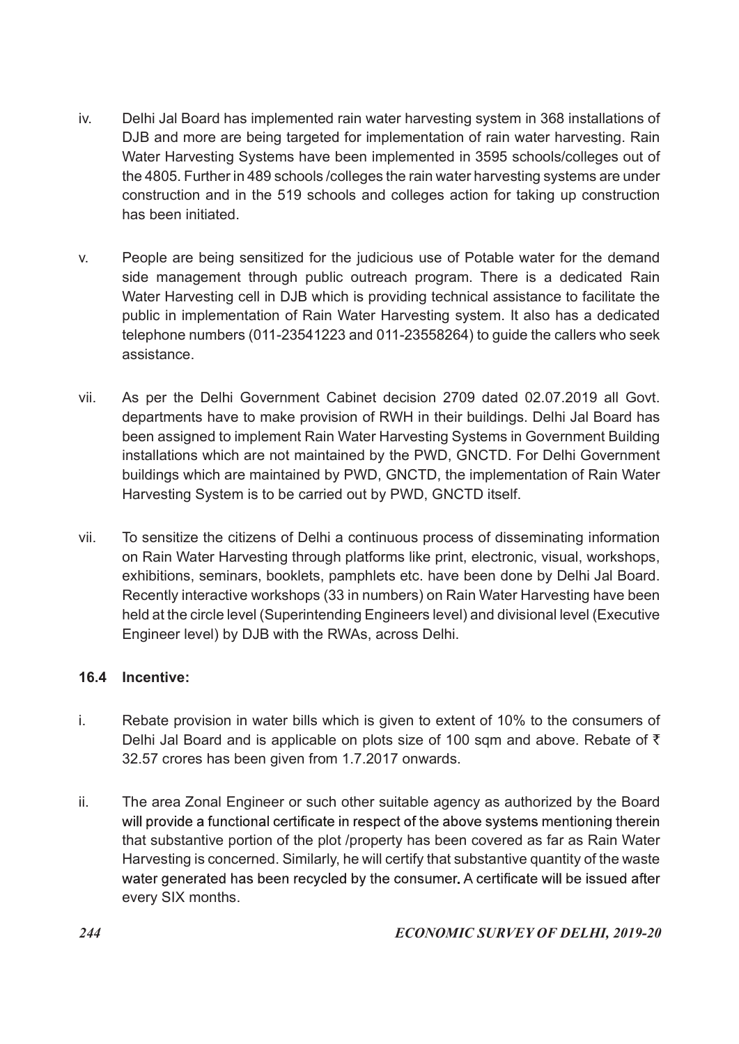iv. Delhi Jal Board has implemented rain water harvesting system in 368 installations of DJB and more are being targeted for implementation of rain water harvesting. Rain Water Harvesting Systems have been implemented in 3595 schools/colleges out of the 4805. Further in 489 schools /colleges the rain water harvesting systems are under construction and in the 519 schools and colleges action for taking up construction has been initiated.

v. People are being sensitized for the judicious use of Potable water for the demand side management through public outreach program. There is a dedicated Rain Water Harvesting cell in DJB which is providing technical assistance to facilitate the public in implementation of Rain Water Harvesting system. It also has a dedicated telephone numbers (011-23541223 and 011-23558264) to guide the callers who seek assistance.

vii. As per the Delhi Government Cabinet decision 2709 dated 02.07.2019 all Govt. departments have to make provision of RWH in their buildings. Delhi Jal Board has been assigned to implement Rain Water Harvesting Systems in Government Building installations which are not maintained by the PWD, GNCTD. For Delhi Government buildings which are maintained by PWD, GNCTD, the implementation of Rain Water Harvesting System is to be carried out by PWD, GNCTD itself.

vii. To sensitize the citizens of Delhi a continuous process of disseminating information on Rain Water Harvesting through platforms like print, electronic, visual, workshops, exhibitions, seminars, booklets, pamphlets etc. have been done by Delhi Jal Board. Recently interactive workshops (33 in numbers) on Rain Water Harvesting have been held at the circle level (Superintending Engineers level) and divisional level (Executive Engineer level) by DJB with the RWAs, across Delhi.

### 16.4 Incentive:

i. Rebate provision in water bills which is given to extent of 10% to the consumers of Delhi Jal Board and is applicable on plots size of 100 sqm and above. Rebate of ₹ 32.57 crores has been given from 1.7.2017 onwards.

ii. The area Zonal Engineer or such other suitable agency as authorized by the Board will provide a functional certificate in respect of the above systems mentioning therein that substantive portion of the plot /property has been covered as far as Rain Water Harvesting is concerned. Similarly, he will certify that substantive quantity of the waste water generated has been recycled by the consumer. A certificate will be issued after every SIX months.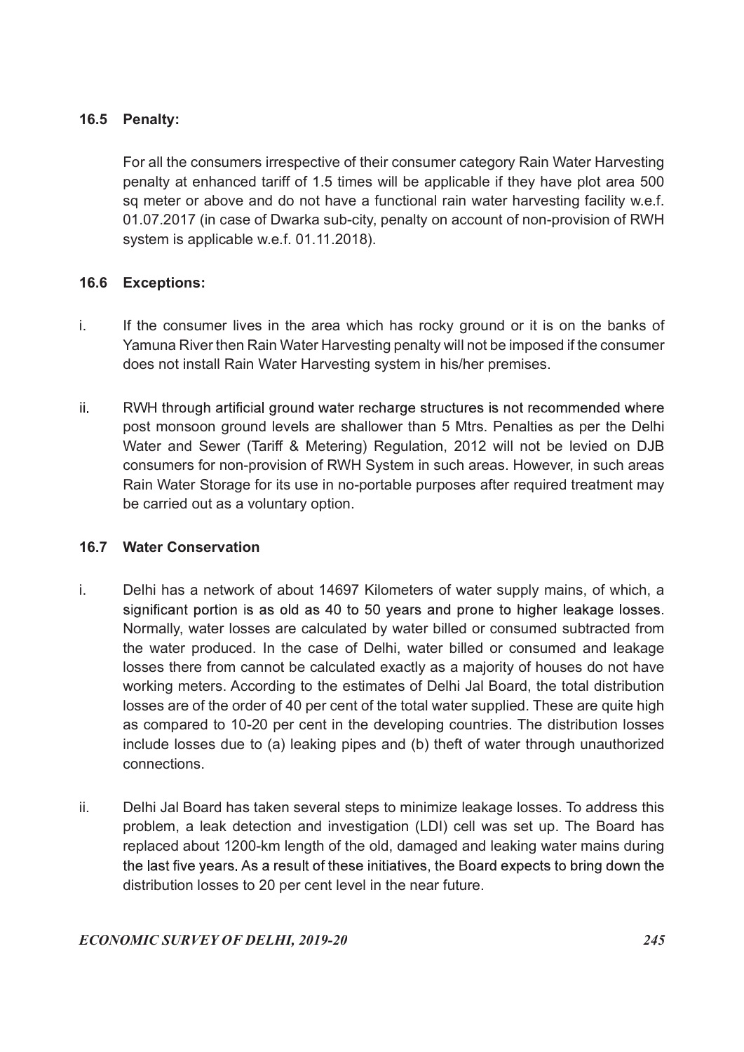### 16.5 Penalty:

For all the consumers irrespective of their consumer category Rain Water Harvesting penalty at enhanced tariff of 1.5 times will be applicable if they have plot area 500 sq meter or above and do not have a functional rain water harvesting facility w.e.f. 01.07.2017 (in case of Dwarka sub-city, penalty on account of non-provision of RWH system is applicable w.e.f. 01.11.2018).

### 16.6 Exceptions:

i. If the consumer lives in the area which has rocky ground or it is on the banks of Yamuna River then Rain Water Harvesting penalty will not be imposed if the consumer does not install Rain Water Harvesting system in his/her premises.

ii. RWH through artificial ground water recharge structures is not recommended where post monsoon ground levels are shallower than 5 Mtrs. Penalties as per the Delhi Water and Sewer (Tariff & Metering) Regulation, 2012 will not be levied on DJB consumers for non-provision of RWH System in such areas. However, in such areas Rain Water Storage for its use in no-portable purposes after required treatment may be carried out as a voluntary option.

### 16.7 Water Conservation

i. Delhi has a network of about 14697 Kilometers of water supply mains, of which, a significant portion is as old as 40 to 50 years and prone to higher leakage losses. Normally, water losses are calculated by water billed or consumed subtracted from the water produced. In the case of Delhi, water billed or consumed and leakage losses there from cannot be calculated exactly as a majority of houses do not have working meters. According to the estimates of Delhi Jal Board, the total distribution losses are of the order of 40 per cent of the total water supplied. These are quite high as compared to 10-20 per cent in the developing countries. The distribution losses include losses due to (a) leaking pipes and (b) theft of water through unauthorized connections.

ii. Delhi Jal Board has taken several steps to minimize leakage losses. To address this problem, a leak detection and investigation (LDI) cell was set up. The Board has replaced about 1200-km length of the old, damaged and leaking water mains during the last five years. As a result of these initiatives, the Board expects to bring down the distribution losses to 20 per cent level in the near future.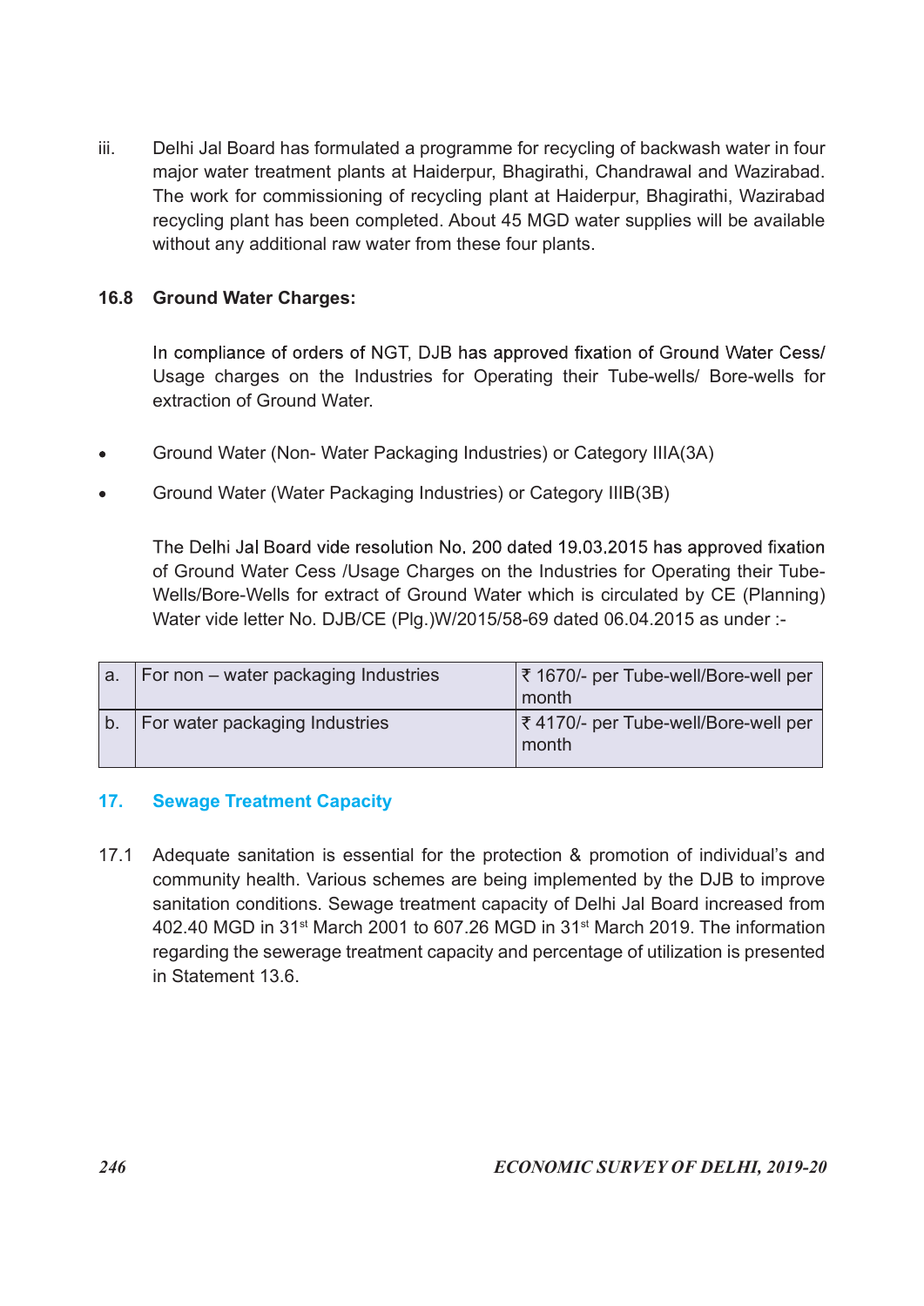iii. Delhi Jal Board has formulated a programme for recycling of backwash water in four major water treatment plants at Haiderpur, Bhagirathi, Chandrawal and Wazirabad. The work for commissioning of recycling plant at Haiderpur, Bhagirathi, Wazirabad recycling plant has been completed. About 45 MGD water supplies will be available without any additional raw water from these four plants.

### 16.8 Ground Water Charges:

In compliance of orders of NGT, DJB has approved fixation of Ground Water Cess/ Usage charges on the Industries for Operating their Tube-wells/ Bore-wells for extraction of Ground Water.

- Ground Water (Non- Water Packaging Industries) or Category IIIA(3A)
- Ground Water (Water Packaging Industries) or Category IIIB(3B)

The Delhi Jal Board vide resolution No. 200 dated 19.03.2015 has approved fixation of Ground Water Cess /Usage Charges on the Industries for Operating their Tube-Wells/Bore-Wells for extract of Ground Water which is circulated by CE (Planning) Water vide letter No. DJB/CE (Plg.)W/2015/58-69 dated 06.04.2015 as under :-

| | | |
|---|---|---|
| a. | For non – water packaging Industries | ₹ 1670/- per Tube-well/Bore-well per month |
| b. | For water packaging Industries | ₹ 4170/- per Tube-well/Bore-well per month |

## 17. Sewage Treatment Capacity

17.1 Adequate sanitation is essential for the protection & promotion of individual's and community health. Various schemes are being implemented by the DJB to improve sanitation conditions. Sewage treatment capacity of Delhi Jal Board increased from 402.40 MGD in 31st March 2001 to 607.26 MGD in 31st March 2019. The information regarding the sewerage treatment capacity and percentage of utilization is presented in Statement 13.6.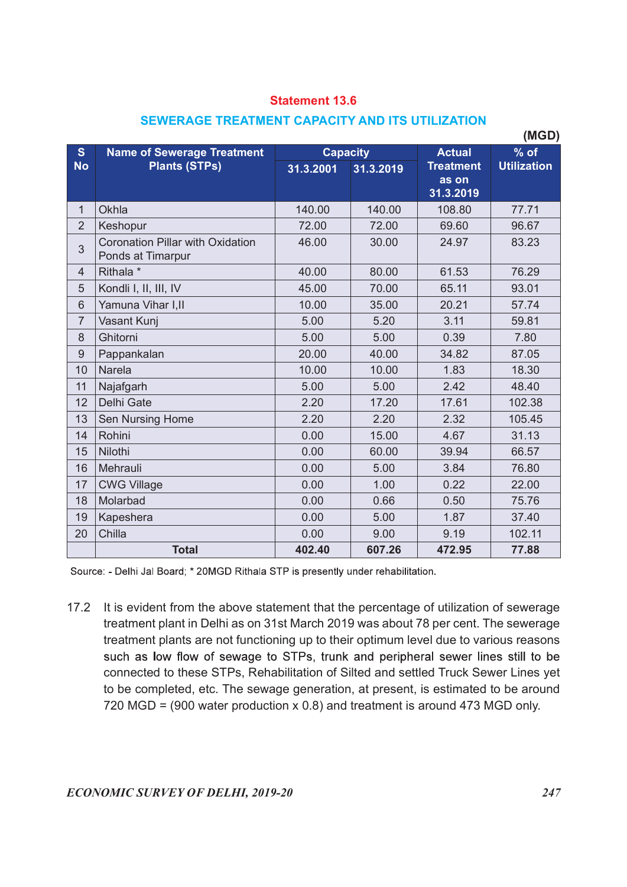**Statement 13.6**

**SEWERAGE TREATMENT CAPACITY AND ITS UTILIZATION**

(MGD)

| S No | Name of Sewerage Treatment Plants (STPs) | Capacity | | Actual Treatment as on 31.3.2019 | % of Utilization |
|---|---|---|---|---|---|
| | | 31.3.2001 | 31.3.2019 | | |
| 1 | Okhla | 140.00 | 140.00 | 108.80 | 77.71 |
| 2 | Keshopur | 72.00 | 72.00 | 69.60 | 96.67 |
| 3 | Coronation Pillar with Oxidation Ponds at Timarpur | 46.00 | 30.00 | 24.97 | 83.23 |
| 4 | Rithala * | 40.00 | 80.00 | 61.53 | 76.29 |
| 5 | Kondli I, II, III, IV | 45.00 | 70.00 | 65.11 | 93.01 |
| 6 | Yamuna Vihar I,II | 10.00 | 35.00 | 20.21 | 57.74 |
| 7 | Vasant Kunj | 5.00 | 5.20 | 3.11 | 59.81 |
| 8 | Ghitorni | 5.00 | 5.00 | 0.39 | 7.80 |
| 9 | Pappankalan | 20.00 | 40.00 | 34.82 | 87.05 |
| 10 | Narela | 10.00 | 10.00 | 1.83 | 18.30 |
| 11 | Najafgarh | 5.00 | 5.00 | 2.42 | 48.40 |
| 12 | Delhi Gate | 2.20 | 17.20 | 17.61 | 102.38 |
| 13 | Sen Nursing Home | 2.20 | 2.20 | 2.32 | 105.45 |
| 14 | Rohini | 0.00 | 15.00 | 4.67 | 31.13 |
| 15 | Nilothi | 0.00 | 60.00 | 39.94 | 66.57 |
| 16 | Mehrauli | 0.00 | 5.00 | 3.84 | 76.80 |
| 17 | CWG Village | 0.00 | 1.00 | 0.22 | 22.00 |
| 18 | Molarbad | 0.00 | 0.66 | 0.50 | 75.76 |
| 19 | Kapeshera | 0.00 | 5.00 | 1.87 | 37.40 |
| 20 | Chilla | 0.00 | 9.00 | 9.19 | 102.11 |
| | **Total** | **402.40** | **607.26** | **472.95** | **77.88** |

Source: - Delhi Jal Board; * 20MGD Rithala STP is presently under rehabilitation.

17.2 It is evident from the above statement that the percentage of utilization of sewerage treatment plant in Delhi as on 31st March 2019 was about 78 per cent. The sewerage treatment plants are not functioning up to their optimum level due to various reasons such as low flow of sewage to STPs, trunk and peripheral sewer lines still to be connected to these STPs, Rehabilitation of Silted and settled Truck Sewer Lines yet to be completed, etc. The sewage generation, at present, is estimated to be around 720 MGD = (900 water production x 0.8) and treatment is around 473 MGD only.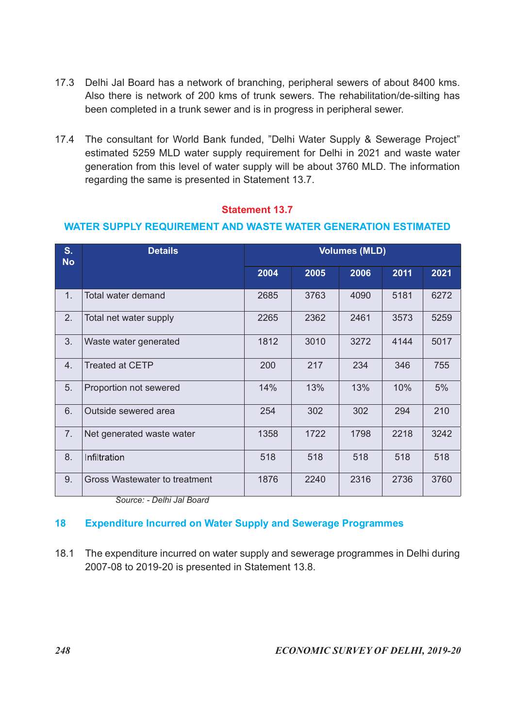17.3 Delhi Jal Board has a network of branching, peripheral sewers of about 8400 kms. Also there is network of 200 kms of trunk sewers. The rehabilitation/de-silting has been completed in a trunk sewer and is in progress in peripheral sewer.

17.4 The consultant for World Bank funded, "Delhi Water Supply & Sewerage Project" estimated 5259 MLD water supply requirement for Delhi in 2021 and waste water generation from this level of water supply will be about 3760 MLD. The information regarding the same is presented in Statement 13.7.

**Statement 13.7**

**WATER SUPPLY REQUIREMENT AND WASTE WATER GENERATION ESTIMATED**

| S. No | Details | Volumes (MLD) | | | | |
|---|---|---|---|---|---|---|
| | | 2004 | 2005 | 2006 | 2011 | 2021 |
| 1. | Total water demand | 2685 | 3763 | 4090 | 5181 | 6272 |
| 2. | Total net water supply | 2265 | 2362 | 2461 | 3573 | 5259 |
| 3. | Waste water generated | 1812 | 3010 | 3272 | 4144 | 5017 |
| 4. | Treated at CETP | 200 | 217 | 234 | 346 | 755 |
| 5. | Proportion not sewered | 14% | 13% | 13% | 10% | 5% |
| 6. | Outside sewered area | 254 | 302 | 302 | 294 | 210 |
| 7. | Net generated waste water | 1358 | 1722 | 1798 | 2218 | 3242 |
| 8. | Infiltration | 518 | 518 | 518 | 518 | 518 |
| 9. | Gross Wastewater to treatment | 1876 | 2240 | 2316 | 2736 | 3760 |

*Source: - Delhi Jal Board*

## 18 Expenditure Incurred on Water Supply and Sewerage Programmes

18.1 The expenditure incurred on water supply and sewerage programmes in Delhi during 2007-08 to 2019-20 is presented in Statement 13.8.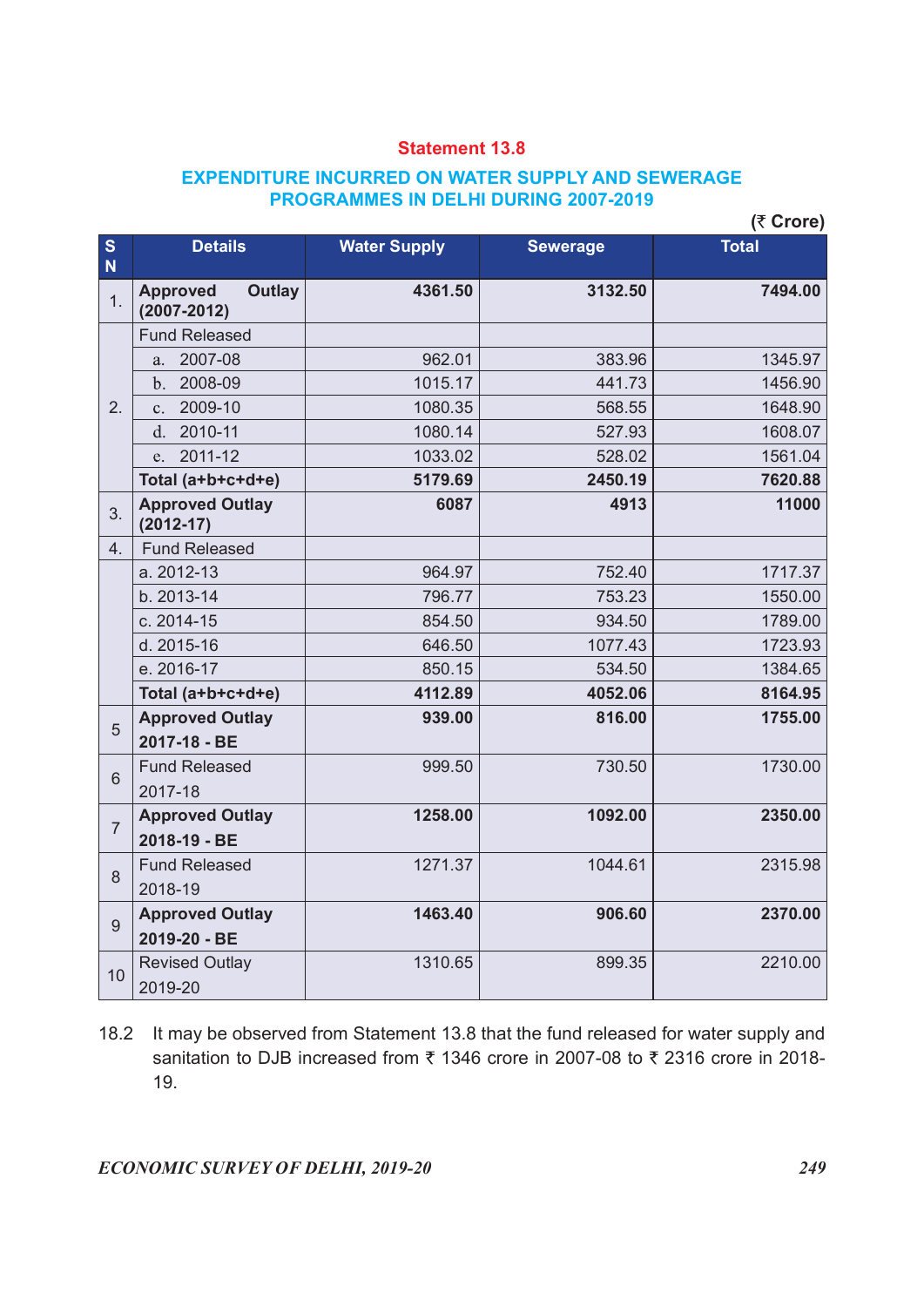**Statement 13.8**

**EXPENDITURE INCURRED ON WATER SUPPLY AND SEWERAGE PROGRAMMES IN DELHI DURING 2007-2019**

(₹ Crore)

| SN | Details | Water Supply | Sewerage | Total |
|---|---|---|---|---|
| 1. | **Approved Outlay (2007-2012)** | **4361.50** | **3132.50** | **7494.00** |
| 2. | Fund Released | | | |
| | a. 2007-08 | 962.01 | 383.96 | 1345.97 |
| | b. 2008-09 | 1015.17 | 441.73 | 1456.90 |
| | c. 2009-10 | 1080.35 | 568.55 | 1648.90 |
| | d. 2010-11 | 1080.14 | 527.93 | 1608.07 |
| | e. 2011-12 | 1033.02 | 528.02 | 1561.04 |
| | **Total (a+b+c+d+e)** | **5179.69** | **2450.19** | **7620.88** |
| 3. | **Approved Outlay (2012-17)** | **6087** | **4913** | **11000** |
| 4. | Fund Released | | | |
| | a. 2012-13 | 964.97 | 752.40 | 1717.37 |
| | b. 2013-14 | 796.77 | 753.23 | 1550.00 |
| | c. 2014-15 | 854.50 | 934.50 | 1789.00 |
| | d. 2015-16 | 646.50 | 1077.43 | 1723.93 |
| | e. 2016-17 | 850.15 | 534.50 | 1384.65 |
| | **Total (a+b+c+d+e)** | **4112.89** | **4052.06** | **8164.95** |
| 5 | **Approved Outlay 2017-18 - BE** | **939.00** | **816.00** | **1755.00** |
| 6 | Fund Released 2017-18 | 999.50 | 730.50 | 1730.00 |
| 7 | **Approved Outlay 2018-19 - BE** | **1258.00** | **1092.00** | **2350.00** |
| 8 | Fund Released 2018-19 | 1271.37 | 1044.61 | 2315.98 |
| 9 | **Approved Outlay 2019-20 - BE** | **1463.40** | **906.60** | **2370.00** |
| 10 | Revised Outlay 2019-20 | 1310.65 | 899.35 | 2210.00 |

18.2 It may be observed from Statement 13.8 that the fund released for water supply and sanitation to DJB increased from ₹ 1346 crore in 2007-08 to ₹ 2316 crore in 2018-19.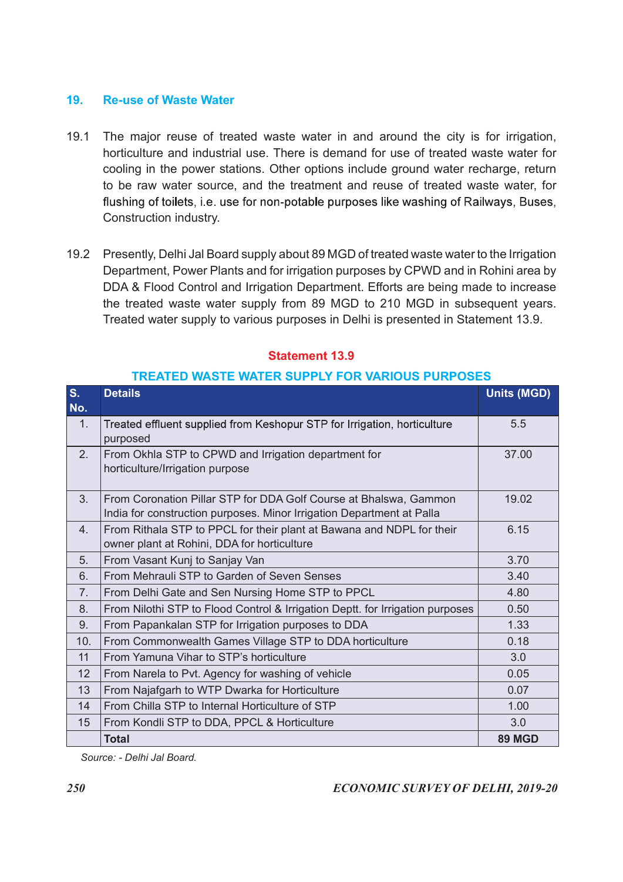## 19. Re-use of Waste Water

19.1 The major reuse of treated waste water in and around the city is for irrigation, horticulture and industrial use. There is demand for use of treated waste water for cooling in the power stations. Other options include ground water recharge, return to be raw water source, and the treatment and reuse of treated waste water, for flushing of toilets, i.e. use for non-potable purposes like washing of Railways, Buses, Construction industry.

19.2 Presently, Delhi Jal Board supply about 89 MGD of treated waste water to the Irrigation Department, Power Plants and for irrigation purposes by CPWD and in Rohini area by DDA & Flood Control and Irrigation Department. Efforts are being made to increase the treated waste water supply from 89 MGD to 210 MGD in subsequent years. Treated water supply to various purposes in Delhi is presented in Statement 13.9.

**Statement 13.9**

**TREATED WASTE WATER SUPPLY FOR VARIOUS PURPOSES**

| S. No. | Details | Units (MGD) |
|---|---|---|
| 1. | Treated effluent supplied from Keshopur STP for Irrigation, horticulture purposed | 5.5 |
| 2. | From Okhla STP to CPWD and Irrigation department for horticulture/Irrigation purpose | 37.00 |
| 3. | From Coronation Pillar STP for DDA Golf Course at Bhalswa, Gammon India for construction purposes. Minor Irrigation Department at Palla | 19.02 |
| 4. | From Rithala STP to PPCL for their plant at Bawana and NDPL for their owner plant at Rohini, DDA for horticulture | 6.15 |
| 5. | From Vasant Kunj to Sanjay Van | 3.70 |
| 6. | From Mehrauli STP to Garden of Seven Senses | 3.40 |
| 7. | From Delhi Gate and Sen Nursing Home STP to PPCL | 4.80 |
| 8. | From Nilothi STP to Flood Control & Irrigation Deptt. for Irrigation purposes | 0.50 |
| 9. | From Papankalan STP for Irrigation purposes to DDA | 1.33 |
| 10. | From Commonwealth Games Village STP to DDA horticulture | 0.18 |
| 11 | From Yamuna Vihar to STP's horticulture | 3.0 |
| 12 | From Narela to Pvt. Agency for washing of vehicle | 0.05 |
| 13 | From Najafgarh to WTP Dwarka for Horticulture | 0.07 |
| 14 | From Chilla STP to Internal Horticulture of STP | 1.00 |
| 15 | From Kondli STP to DDA, PPCL & Horticulture | 3.0 |
| | **Total** | **89 MGD** |

*Source: - Delhi Jal Board.*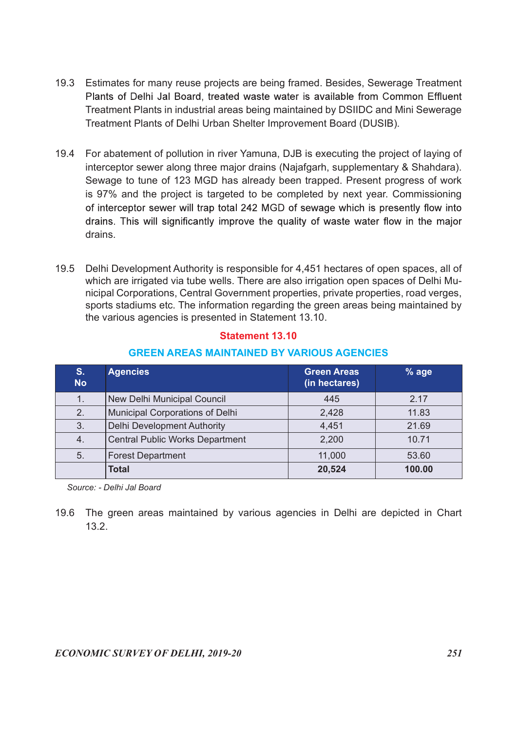19.3 Estimates for many reuse projects are being framed. Besides, Sewerage Treatment Plants of Delhi Jal Board, treated waste water is available from Common Effluent Treatment Plants in industrial areas being maintained by DSIIDC and Mini Sewerage Treatment Plants of Delhi Urban Shelter Improvement Board (DUSIB).

19.4 For abatement of pollution in river Yamuna, DJB is executing the project of laying of interceptor sewer along three major drains (Najafgarh, supplementary & Shahdara). Sewage to tune of 123 MGD has already been trapped. Present progress of work is 97% and the project is targeted to be completed by next year. Commissioning of interceptor sewer will trap total 242 MGD of sewage which is presently flow into drains. This will significantly improve the quality of waste water flow in the major drains.

19.5 Delhi Development Authority is responsible for 4,451 hectares of open spaces, all of which are irrigated via tube wells. There are also irrigation open spaces of Delhi Municipal Corporations, Central Government properties, private properties, road verges, sports stadiums etc. The information regarding the green areas being maintained by the various agencies is presented in Statement 13.10.

**Statement 13.10**

**GREEN AREAS MAINTAINED BY VARIOUS AGENCIES**

| S. No | Agencies | Green Areas (in hectares) | % age |
|---|---|---|---|
| 1. | New Delhi Municipal Council | 445 | 2.17 |
| 2. | Municipal Corporations of Delhi | 2,428 | 11.83 |
| 3. | Delhi Development Authority | 4,451 | 21.69 |
| 4. | Central Public Works Department | 2,200 | 10.71 |
| 5. | Forest Department | 11,000 | 53.60 |
| | **Total** | **20,524** | **100.00** |

*Source: - Delhi Jal Board*

19.6 The green areas maintained by various agencies in Delhi are depicted in Chart 13.2.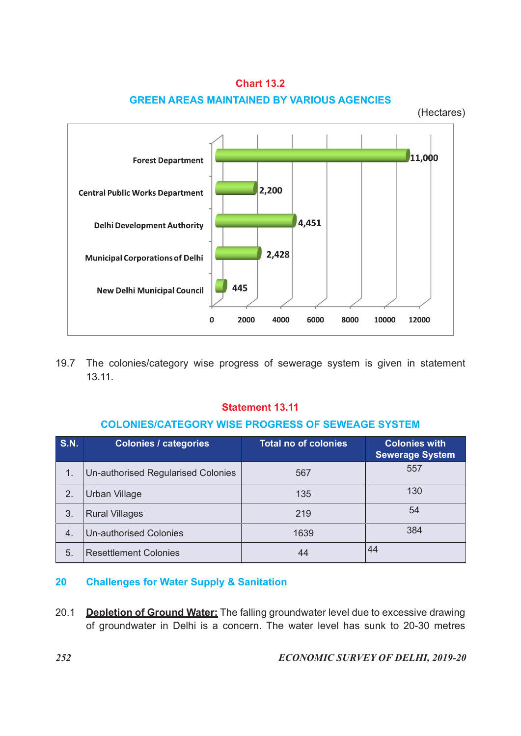**Chart 13.2**

**GREEN AREAS MAINTAINED BY VARIOUS AGENCIES**

(Hectares)

| Agency | Hectares |
|---|---|
| Forest Department | 11,000 |
| Central Public Works Department | 2,200 |
| Delhi Development Authority | 4,451 |
| Municipal Corporations of Delhi | 2,428 |
| New Delhi Municipal Council | 445 |

19.7 The colonies/category wise progress of sewerage system is given in statement 13.11.

**Statement 13.11**

**COLONIES/CATEGORY WISE PROGRESS OF SEWEAGE SYSTEM**

| S.N. | Colonies / categories | Total no of colonies | Colonies with Sewerage System |
|---|---|---|---|
| 1. | Un-authorised Regularised Colonies | 567 | 557 |
| 2. | Urban Village | 135 | 130 |
| 3. | Rural Villages | 219 | 54 |
| 4. | Un-authorised Colonies | 1639 | 384 |
| 5. | Resettlement Colonies | 44 | 44 |

## 20 Challenges for Water Supply & Sanitation

20.1 **Depletion of Ground Water:** The falling groundwater level due to excessive drawing of groundwater in Delhi is a concern. The water level has sunk to 20-30 metres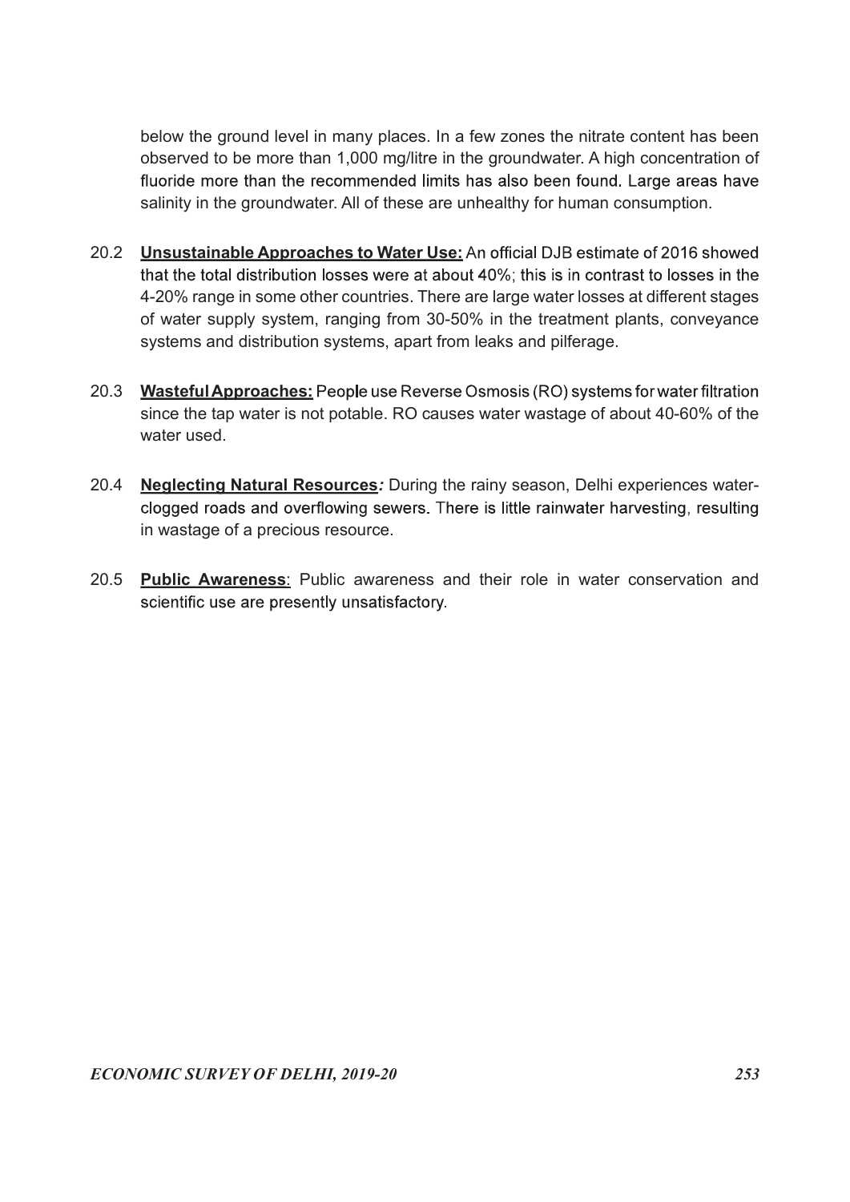below the ground level in many places. In a few zones the nitrate content has been observed to be more than 1,000 mg/litre in the groundwater. A high concentration of fluoride more than the recommended limits has also been found. Large areas have salinity in the groundwater. All of these are unhealthy for human consumption.

20.2 **Unsustainable Approaches to Water Use:** An official DJB estimate of 2016 showed that the total distribution losses were at about 40%; this is in contrast to losses in the 4-20% range in some other countries. There are large water losses at different stages of water supply system, ranging from 30-50% in the treatment plants, conveyance systems and distribution systems, apart from leaks and pilferage.

20.3 **Wasteful Approaches:** People use Reverse Osmosis (RO) systems for water filtration since the tap water is not potable. RO causes water wastage of about 40-60% of the water used.

20.4 **Neglecting Natural Resources***:* During the rainy season, Delhi experiences water-clogged roads and overflowing sewers. There is little rainwater harvesting, resulting in wastage of a precious resource.

20.5 **Public Awareness**: Public awareness and their role in water conservation and scientific use are presently unsatisfactory.